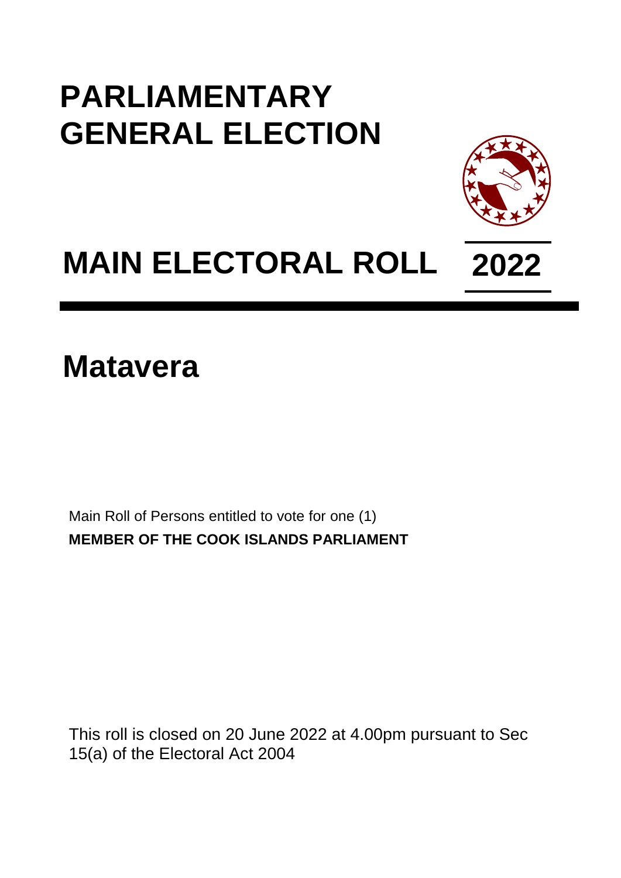# PARLIAMENTARY GENERAL ELECTION

# MAIN ELECTORAL ROLL 2022

## Matavera

Main Roll of Persons entitled to vote for one (1)
**MEMBER OF THE COOK ISLANDS PARLIAMENT**

This roll is closed on 20 June 2022 at 4.00pm pursuant to Sec 15(a) of the Electoral Act 2004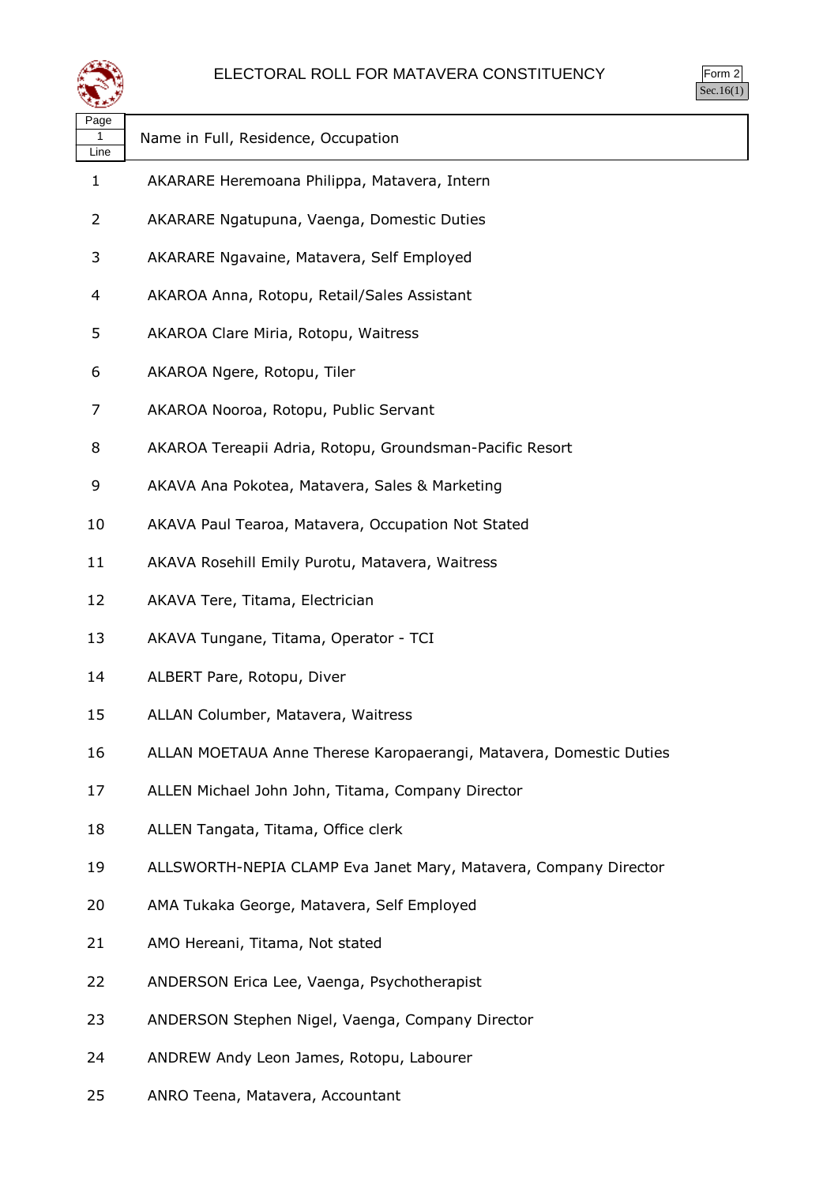# ELECTORAL ROLL FOR MATAVERA CONSTITUENCY

Form 2
Sec.16(1)

| Page 1 Line | Name in Full, Residence, Occupation |
|---|---|
| 1 | AKARARE Heremoana Philippa, Matavera, Intern |
| 2 | AKARARE Ngatupuna, Vaenga, Domestic Duties |
| 3 | AKARARE Ngavaine, Matavera, Self Employed |
| 4 | AKAROA Anna, Rotopu, Retail/Sales Assistant |
| 5 | AKAROA Clare Miria, Rotopu, Waitress |
| 6 | AKAROA Ngere, Rotopu, Tiler |
| 7 | AKAROA Nooroa, Rotopu, Public Servant |
| 8 | AKAROA Tereapii Adria, Rotopu, Groundsman-Pacific Resort |
| 9 | AKAVA Ana Pokotea, Matavera, Sales & Marketing |
| 10 | AKAVA Paul Tearoa, Matavera, Occupation Not Stated |
| 11 | AKAVA Rosehill Emily Purotu, Matavera, Waitress |
| 12 | AKAVA Tere, Titama, Electrician |
| 13 | AKAVA Tungane, Titama, Operator - TCI |
| 14 | ALBERT Pare, Rotopu, Diver |
| 15 | ALLAN Columber, Matavera, Waitress |
| 16 | ALLAN MOETAUA Anne Therese Karopaerangi, Matavera, Domestic Duties |
| 17 | ALLEN Michael John John, Titama, Company Director |
| 18 | ALLEN Tangata, Titama, Office clerk |
| 19 | ALLSWORTH-NEPIA CLAMP Eva Janet Mary, Matavera, Company Director |
| 20 | AMA Tukaka George, Matavera, Self Employed |
| 21 | AMO Hereani, Titama, Not stated |
| 22 | ANDERSON Erica Lee, Vaenga, Psychotherapist |
| 23 | ANDERSON Stephen Nigel, Vaenga, Company Director |
| 24 | ANDREW Andy Leon James, Rotopu, Labourer |
| 25 | ANRO Teena, Matavera, Accountant |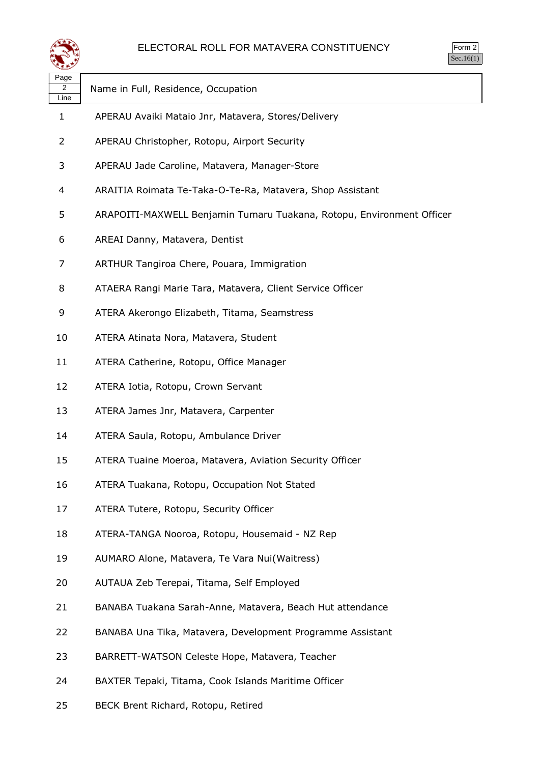# ELECTORAL ROLL FOR MATAVERA CONSTITUENCY

Form 2
Sec.16(1)

| Page 2 Line | Name in Full, Residence, Occupation |
|---|---|
| 1 | APERAU Avaiki Mataio Jnr, Matavera, Stores/Delivery |
| 2 | APERAU Christopher, Rotopu, Airport Security |
| 3 | APERAU Jade Caroline, Matavera, Manager-Store |
| 4 | ARAITIA Roimata Te-Taka-O-Te-Ra, Matavera, Shop Assistant |
| 5 | ARAPOITI-MAXWELL Benjamin Tumaru Tuakana, Rotopu, Environment Officer |
| 6 | AREAI Danny, Matavera, Dentist |
| 7 | ARTHUR Tangiroa Chere, Pouara, Immigration |
| 8 | ATAERA Rangi Marie Tara, Matavera, Client Service Officer |
| 9 | ATERA Akerongo Elizabeth, Titama, Seamstress |
| 10 | ATERA Atinata Nora, Matavera, Student |
| 11 | ATERA Catherine, Rotopu, Office Manager |
| 12 | ATERA Iotia, Rotopu, Crown Servant |
| 13 | ATERA James Jnr, Matavera, Carpenter |
| 14 | ATERA Saula, Rotopu, Ambulance Driver |
| 15 | ATERA Tuaine Moeroa, Matavera, Aviation Security Officer |
| 16 | ATERA Tuakana, Rotopu, Occupation Not Stated |
| 17 | ATERA Tutere, Rotopu, Security Officer |
| 18 | ATERA-TANGA Nooroa, Rotopu, Housemaid - NZ Rep |
| 19 | AUMARO Alone, Matavera, Te Vara Nui(Waitress) |
| 20 | AUTAUA Zeb Terepai, Titama, Self Employed |
| 21 | BANABA Tuakana Sarah-Anne, Matavera, Beach Hut attendance |
| 22 | BANABA Una Tika, Matavera, Development Programme Assistant |
| 23 | BARRETT-WATSON Celeste Hope, Matavera, Teacher |
| 24 | BAXTER Tepaki, Titama, Cook Islands Maritime Officer |
| 25 | BECK Brent Richard, Rotopu, Retired |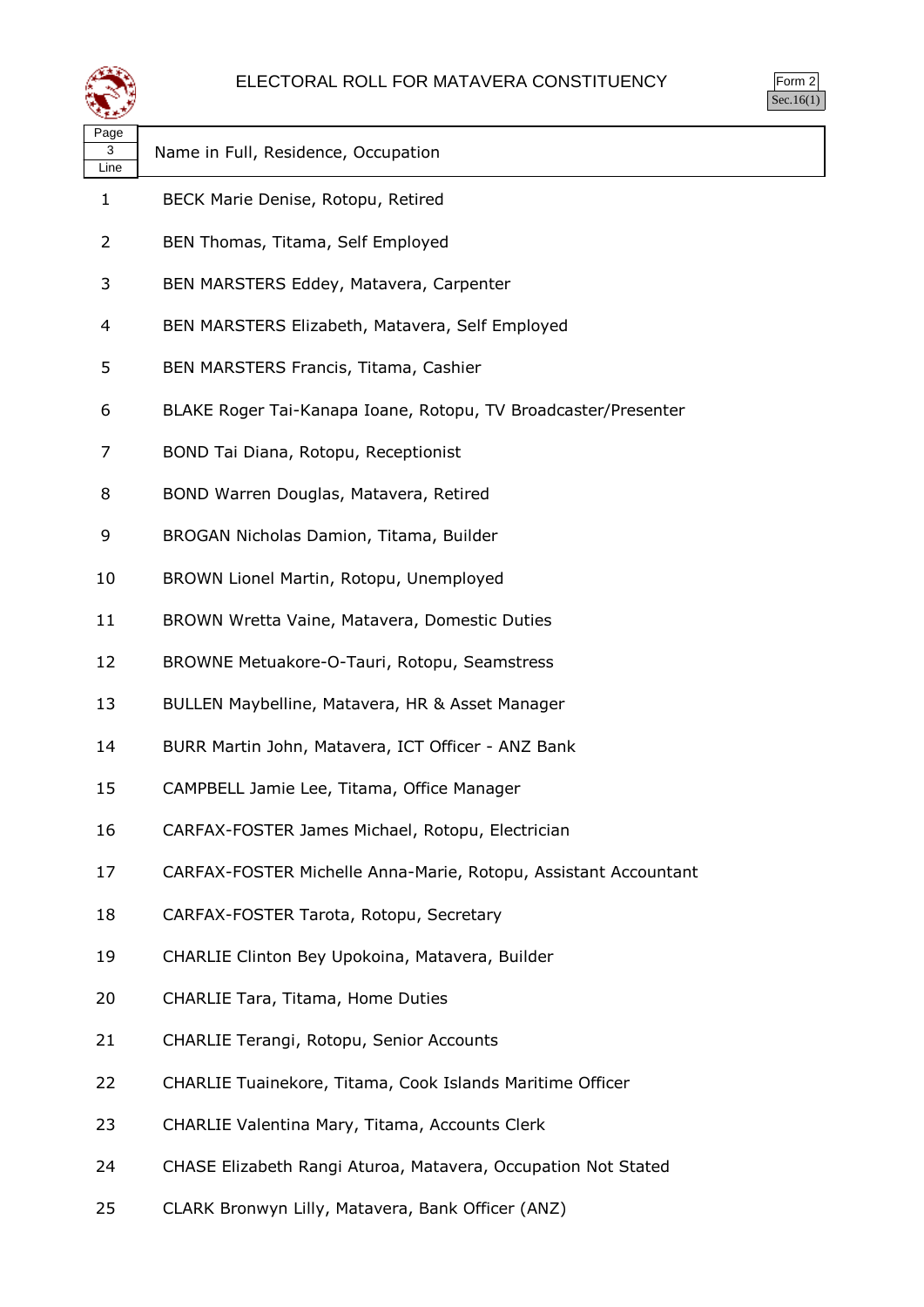# ELECTORAL ROLL FOR MATAVERA CONSTITUENCY

Form 2
Sec.16(1)

| Page 3 Line | Name in Full, Residence, Occupation |
|---|---|
| 1 | BECK Marie Denise, Rotopu, Retired |
| 2 | BEN Thomas, Titama, Self Employed |
| 3 | BEN MARSTERS Eddey, Matavera, Carpenter |
| 4 | BEN MARSTERS Elizabeth, Matavera, Self Employed |
| 5 | BEN MARSTERS Francis, Titama, Cashier |
| 6 | BLAKE Roger Tai-Kanapa Ioane, Rotopu, TV Broadcaster/Presenter |
| 7 | BOND Tai Diana, Rotopu, Receptionist |
| 8 | BOND Warren Douglas, Matavera, Retired |
| 9 | BROGAN Nicholas Damion, Titama, Builder |
| 10 | BROWN Lionel Martin, Rotopu, Unemployed |
| 11 | BROWN Wretta Vaine, Matavera, Domestic Duties |
| 12 | BROWNE Metuakore-O-Tauri, Rotopu, Seamstress |
| 13 | BULLEN Maybelline, Matavera, HR & Asset Manager |
| 14 | BURR Martin John, Matavera, ICT Officer - ANZ Bank |
| 15 | CAMPBELL Jamie Lee, Titama, Office Manager |
| 16 | CARFAX-FOSTER James Michael, Rotopu, Electrician |
| 17 | CARFAX-FOSTER Michelle Anna-Marie, Rotopu, Assistant Accountant |
| 18 | CARFAX-FOSTER Tarota, Rotopu, Secretary |
| 19 | CHARLIE Clinton Bey Upokoina, Matavera, Builder |
| 20 | CHARLIE Tara, Titama, Home Duties |
| 21 | CHARLIE Terangi, Rotopu, Senior Accounts |
| 22 | CHARLIE Tuainekore, Titama, Cook Islands Maritime Officer |
| 23 | CHARLIE Valentina Mary, Titama, Accounts Clerk |
| 24 | CHASE Elizabeth Rangi Aturoa, Matavera, Occupation Not Stated |
| 25 | CLARK Bronwyn Lilly, Matavera, Bank Officer (ANZ) |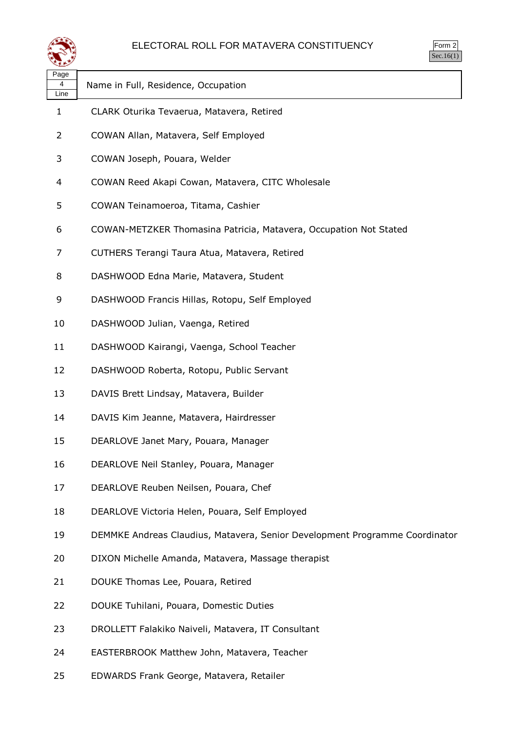# ELECTORAL ROLL FOR MATAVERA CONSTITUENCY

Form 2
Sec.16(1)

| Page 4 Line | Name in Full, Residence, Occupation |
|---|---|
| 1 | CLARK Oturika Tevaerua, Matavera, Retired |
| 2 | COWAN Allan, Matavera, Self Employed |
| 3 | COWAN Joseph, Pouara, Welder |
| 4 | COWAN Reed Akapi Cowan, Matavera, CITC Wholesale |
| 5 | COWAN Teinamoeroa, Titama, Cashier |
| 6 | COWAN-METZKER Thomasina Patricia, Matavera, Occupation Not Stated |
| 7 | CUTHERS Terangi Taura Atua, Matavera, Retired |
| 8 | DASHWOOD Edna Marie, Matavera, Student |
| 9 | DASHWOOD Francis Hillas, Rotopu, Self Employed |
| 10 | DASHWOOD Julian, Vaenga, Retired |
| 11 | DASHWOOD Kairangi, Vaenga, School Teacher |
| 12 | DASHWOOD Roberta, Rotopu, Public Servant |
| 13 | DAVIS Brett Lindsay, Matavera, Builder |
| 14 | DAVIS Kim Jeanne, Matavera, Hairdresser |
| 15 | DEARLOVE Janet Mary, Pouara, Manager |
| 16 | DEARLOVE Neil Stanley, Pouara, Manager |
| 17 | DEARLOVE Reuben Neilsen, Pouara, Chef |
| 18 | DEARLOVE Victoria Helen, Pouara, Self Employed |
| 19 | DEMMKE Andreas Claudius, Matavera, Senior Development Programme Coordinator |
| 20 | DIXON Michelle Amanda, Matavera, Massage therapist |
| 21 | DOUKE Thomas Lee, Pouara, Retired |
| 22 | DOUKE Tuhilani, Pouara, Domestic Duties |
| 23 | DROLLETT Falakiko Naiveli, Matavera, IT Consultant |
| 24 | EASTERBROOK Matthew John, Matavera, Teacher |
| 25 | EDWARDS Frank George, Matavera, Retailer |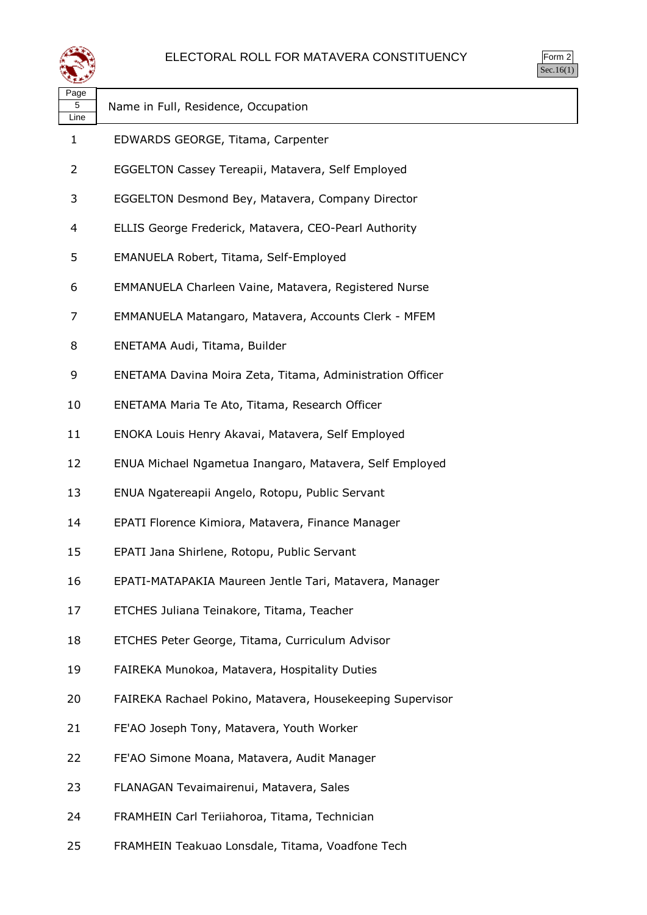# ELECTORAL ROLL FOR MATAVERA CONSTITUENCY

Form 2
Sec.16(1)

| Page 5 Line | Name in Full, Residence, Occupation |
|---|---|
| 1 | EDWARDS GEORGE, Titama, Carpenter |
| 2 | EGGELTON Cassey Tereapii, Matavera, Self Employed |
| 3 | EGGELTON Desmond Bey, Matavera, Company Director |
| 4 | ELLIS George Frederick, Matavera, CEO-Pearl Authority |
| 5 | EMANUELA Robert, Titama, Self-Employed |
| 6 | EMMANUELA Charleen Vaine, Matavera, Registered Nurse |
| 7 | EMMANUELA Matangaro, Matavera, Accounts Clerk - MFEM |
| 8 | ENETAMA Audi, Titama, Builder |
| 9 | ENETAMA Davina Moira Zeta, Titama, Administration Officer |
| 10 | ENETAMA Maria Te Ato, Titama, Research Officer |
| 11 | ENOKA Louis Henry Akavai, Matavera, Self Employed |
| 12 | ENUA Michael Ngametua Inangaro, Matavera, Self Employed |
| 13 | ENUA Ngatereapii Angelo, Rotopu, Public Servant |
| 14 | EPATI Florence Kimiora, Matavera, Finance Manager |
| 15 | EPATI Jana Shirlene, Rotopu, Public Servant |
| 16 | EPATI-MATAPAKIA Maureen Jentle Tari, Matavera, Manager |
| 17 | ETCHES Juliana Teinakore, Titama, Teacher |
| 18 | ETCHES Peter George, Titama, Curriculum Advisor |
| 19 | FAIREKA Munokoa, Matavera, Hospitality Duties |
| 20 | FAIREKA Rachael Pokino, Matavera, Housekeeping Supervisor |
| 21 | FE'AO Joseph Tony, Matavera, Youth Worker |
| 22 | FE'AO Simone Moana, Matavera, Audit Manager |
| 23 | FLANAGAN Tevaimairenui, Matavera, Sales |
| 24 | FRAMHEIN Carl Teriiahoroa, Titama, Technician |
| 25 | FRAMHEIN Teakuao Lonsdale, Titama, Voadfone Tech |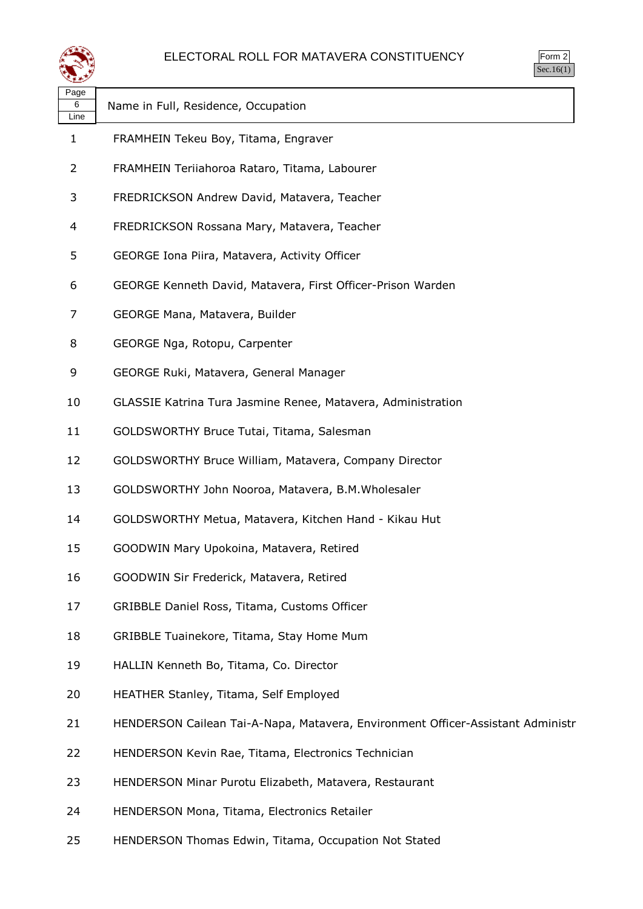# ELECTORAL ROLL FOR MATAVERA CONSTITUENCY

Form 2
Sec.16(1)

| Page 6 Line | Name in Full, Residence, Occupation |
|---|---|
| 1 | FRAMHEIN Tekeu Boy, Titama, Engraver |
| 2 | FRAMHEIN Teriiahoroa Rataro, Titama, Labourer |
| 3 | FREDRICKSON Andrew David, Matavera, Teacher |
| 4 | FREDRICKSON Rossana Mary, Matavera, Teacher |
| 5 | GEORGE Iona Piira, Matavera, Activity Officer |
| 6 | GEORGE Kenneth David, Matavera, First Officer-Prison Warden |
| 7 | GEORGE Mana, Matavera, Builder |
| 8 | GEORGE Nga, Rotopu, Carpenter |
| 9 | GEORGE Ruki, Matavera, General Manager |
| 10 | GLASSIE Katrina Tura Jasmine Renee, Matavera, Administration |
| 11 | GOLDSWORTHY Bruce Tutai, Titama, Salesman |
| 12 | GOLDSWORTHY Bruce William, Matavera, Company Director |
| 13 | GOLDSWORTHY John Nooroa, Matavera, B.M.Wholesaler |
| 14 | GOLDSWORTHY Metua, Matavera, Kitchen Hand - Kikau Hut |
| 15 | GOODWIN Mary Upokoina, Matavera, Retired |
| 16 | GOODWIN Sir Frederick, Matavera, Retired |
| 17 | GRIBBLE Daniel Ross, Titama, Customs Officer |
| 18 | GRIBBLE Tuainekore, Titama, Stay Home Mum |
| 19 | HALLIN Kenneth Bo, Titama, Co. Director |
| 20 | HEATHER Stanley, Titama, Self Employed |
| 21 | HENDERSON Cailean Tai-A-Napa, Matavera, Environment Officer-Assistant Administr |
| 22 | HENDERSON Kevin Rae, Titama, Electronics Technician |
| 23 | HENDERSON Minar Purotu Elizabeth, Matavera, Restaurant |
| 24 | HENDERSON Mona, Titama, Electronics Retailer |
| 25 | HENDERSON Thomas Edwin, Titama, Occupation Not Stated |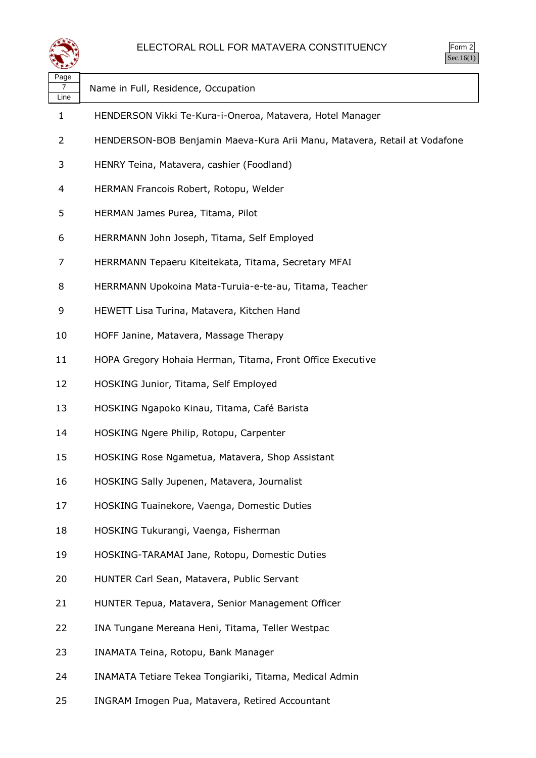# ELECTORAL ROLL FOR MATAVERA CONSTITUENCY

Form 2
Sec.16(1)

| Page 7 Line | Name in Full, Residence, Occupation |
|---|---|
| 1 | HENDERSON Vikki Te-Kura-i-Oneroa, Matavera, Hotel Manager |
| 2 | HENDERSON-BOB Benjamin Maeva-Kura Arii Manu, Matavera, Retail at Vodafone |
| 3 | HENRY Teina, Matavera, cashier (Foodland) |
| 4 | HERMAN Francois Robert, Rotopu, Welder |
| 5 | HERMAN James Purea, Titama, Pilot |
| 6 | HERRMANN John Joseph, Titama, Self Employed |
| 7 | HERRMANN Tepaeru Kiteitekata, Titama, Secretary MFAI |
| 8 | HERRMANN Upokoina Mata-Turuia-e-te-au, Titama, Teacher |
| 9 | HEWETT Lisa Turina, Matavera, Kitchen Hand |
| 10 | HOFF Janine, Matavera, Massage Therapy |
| 11 | HOPA Gregory Hohaia Herman, Titama, Front Office Executive |
| 12 | HOSKING Junior, Titama, Self Employed |
| 13 | HOSKING Ngapoko Kinau, Titama, Café Barista |
| 14 | HOSKING Ngere Philip, Rotopu, Carpenter |
| 15 | HOSKING Rose Ngametua, Matavera, Shop Assistant |
| 16 | HOSKING Sally Jupenen, Matavera, Journalist |
| 17 | HOSKING Tuainekore, Vaenga, Domestic Duties |
| 18 | HOSKING Tukurangi, Vaenga, Fisherman |
| 19 | HOSKING-TARAMAI Jane, Rotopu, Domestic Duties |
| 20 | HUNTER Carl Sean, Matavera, Public Servant |
| 21 | HUNTER Tepua, Matavera, Senior Management Officer |
| 22 | INA Tungane Mereana Heni, Titama, Teller Westpac |
| 23 | INAMATA Teina, Rotopu, Bank Manager |
| 24 | INAMATA Tetiare Tekea Tongiariki, Titama, Medical Admin |
| 25 | INGRAM Imogen Pua, Matavera, Retired Accountant |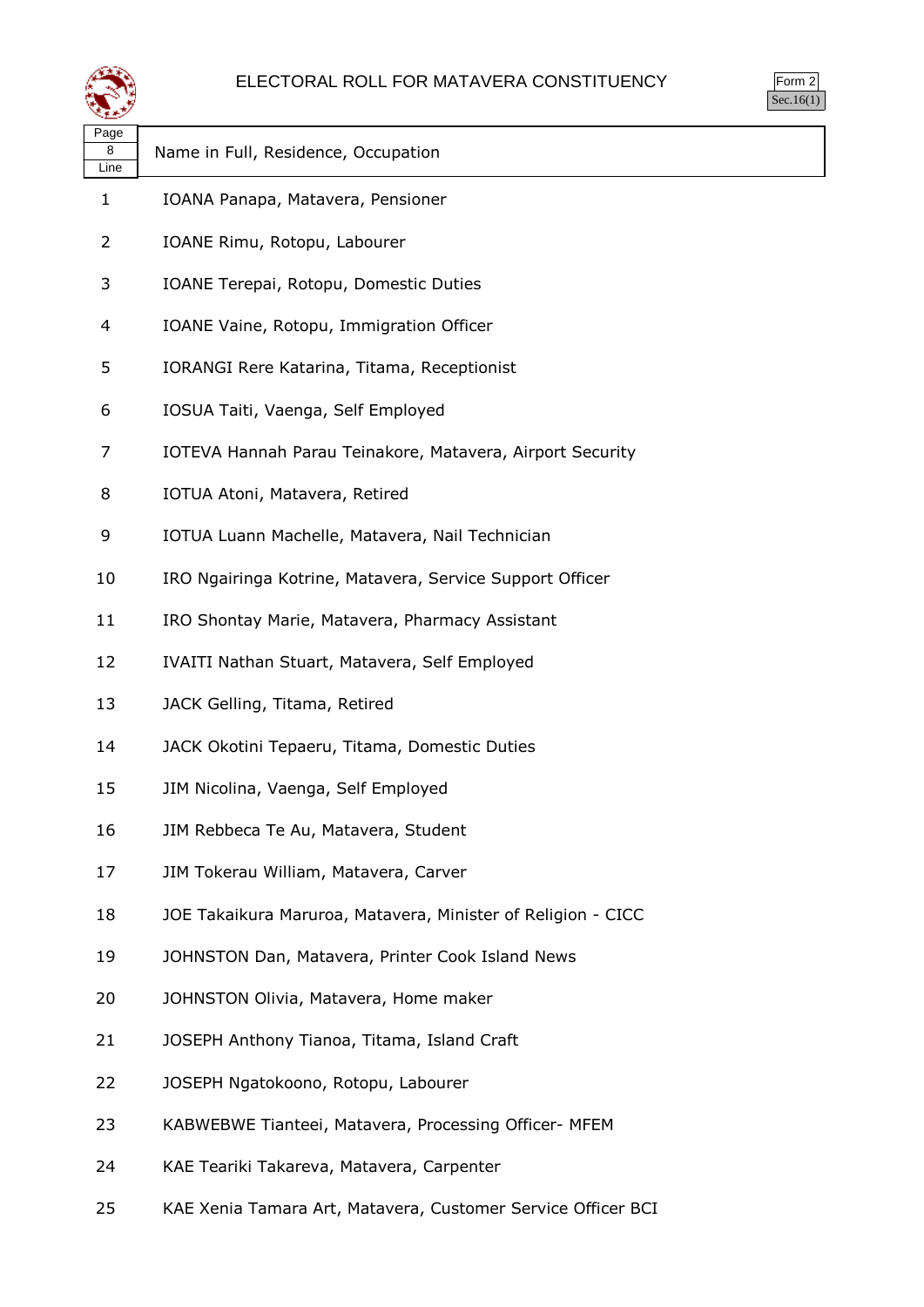# ELECTORAL ROLL FOR MATAVERA CONSTITUENCY

Form 2
Sec.16(1)

| Page 8 Line | Name in Full, Residence, Occupation |
|---|---|
| 1 | IOANA Panapa, Matavera, Pensioner |
| 2 | IOANE Rimu, Rotopu, Labourer |
| 3 | IOANE Terepai, Rotopu, Domestic Duties |
| 4 | IOANE Vaine, Rotopu, Immigration Officer |
| 5 | IORANGI Rere Katarina, Titama, Receptionist |
| 6 | IOSUA Taiti, Vaenga, Self Employed |
| 7 | IOTEVA Hannah Parau Teinakore, Matavera, Airport Security |
| 8 | IOTUA Atoni, Matavera, Retired |
| 9 | IOTUA Luann Machelle, Matavera, Nail Technician |
| 10 | IRO Ngairinga Kotrine, Matavera, Service Support Officer |
| 11 | IRO Shontay Marie, Matavera, Pharmacy Assistant |
| 12 | IVAITI Nathan Stuart, Matavera, Self Employed |
| 13 | JACK Gelling, Titama, Retired |
| 14 | JACK Okotini Tepaeru, Titama, Domestic Duties |
| 15 | JIM Nicolina, Vaenga, Self Employed |
| 16 | JIM Rebbeca Te Au, Matavera, Student |
| 17 | JIM Tokerau William, Matavera, Carver |
| 18 | JOE Takaikura Maruroa, Matavera, Minister of Religion - CICC |
| 19 | JOHNSTON Dan, Matavera, Printer Cook Island News |
| 20 | JOHNSTON Olivia, Matavera, Home maker |
| 21 | JOSEPH Anthony Tianoa, Titama, Island Craft |
| 22 | JOSEPH Ngatokoono, Rotopu, Labourer |
| 23 | KABWEBWE Tianteei, Matavera, Processing Officer- MFEM |
| 24 | KAE Teariki Takareva, Matavera, Carpenter |
| 25 | KAE Xenia Tamara Art, Matavera, Customer Service Officer BCI |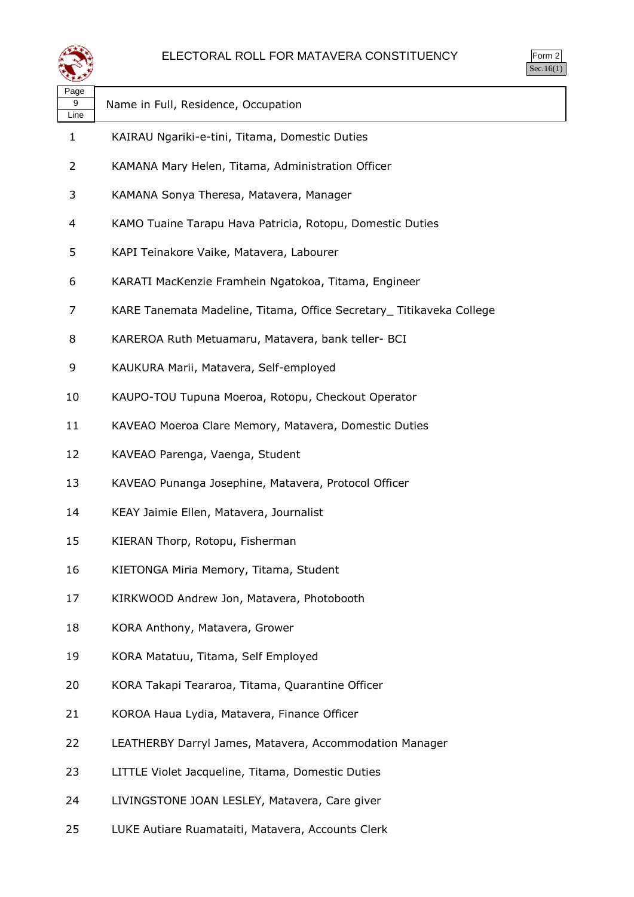# ELECTORAL ROLL FOR MATAVERA CONSTITUENCY

Form 2
Sec.16(1)

| Page 9 Line | Name in Full, Residence, Occupation |
|---|---|
| 1 | KAIRAU Ngariki-e-tini, Titama, Domestic Duties |
| 2 | KAMANA Mary Helen, Titama, Administration Officer |
| 3 | KAMANA Sonya Theresa, Matavera, Manager |
| 4 | KAMO Tuaine Tarapu Hava Patricia, Rotopu, Domestic Duties |
| 5 | KAPI Teinakore Vaike, Matavera, Labourer |
| 6 | KARATI MacKenzie Framhein Ngatokoa, Titama, Engineer |
| 7 | KARE Tanemata Madeline, Titama, Office Secretary_ Titikaveka College |
| 8 | KAREROA Ruth Metuamaru, Matavera, bank teller- BCI |
| 9 | KAUKURA Marii, Matavera, Self-employed |
| 10 | KAUPO-TOU Tupuna Moeroa, Rotopu, Checkout Operator |
| 11 | KAVEAO Moeroa Clare Memory, Matavera, Domestic Duties |
| 12 | KAVEAO Parenga, Vaenga, Student |
| 13 | KAVEAO Punanga Josephine, Matavera, Protocol Officer |
| 14 | KEAY Jaimie Ellen, Matavera, Journalist |
| 15 | KIERAN Thorp, Rotopu, Fisherman |
| 16 | KIETONGA Miria Memory, Titama, Student |
| 17 | KIRKWOOD Andrew Jon, Matavera, Photobooth |
| 18 | KORA Anthony, Matavera, Grower |
| 19 | KORA Matatuu, Titama, Self Employed |
| 20 | KORA Takapi Teararoa, Titama, Quarantine Officer |
| 21 | KOROA Haua Lydia, Matavera, Finance Officer |
| 22 | LEATHERBY Darryl James, Matavera, Accommodation Manager |
| 23 | LITTLE Violet Jacqueline, Titama, Domestic Duties |
| 24 | LIVINGSTONE JOAN LESLEY, Matavera, Care giver |
| 25 | LUKE Autiare Ruamataiti, Matavera, Accounts Clerk |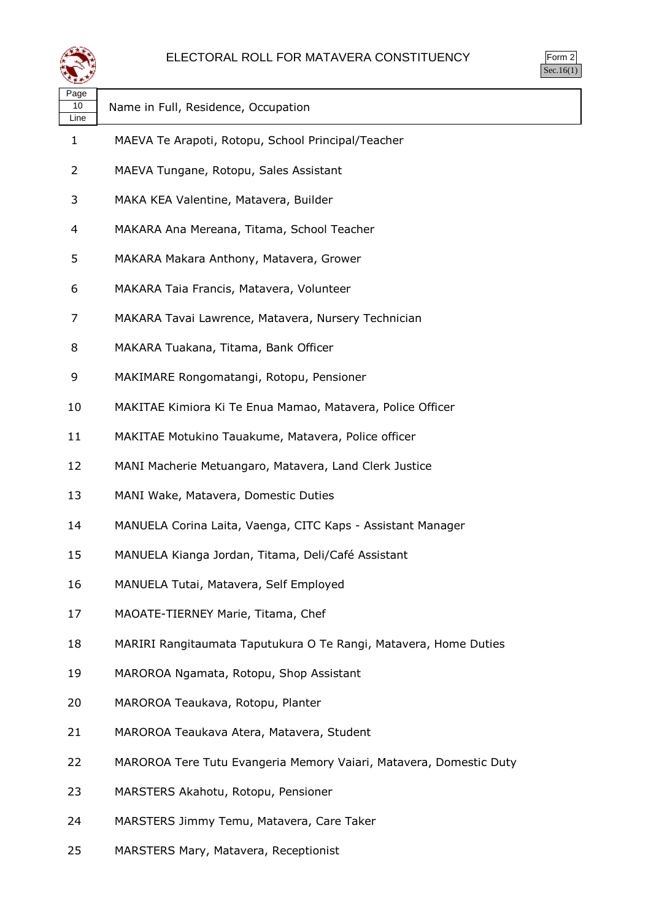# ELECTORAL ROLL FOR MATAVERA CONSTITUENCY

Form 2
Sec.16(1)

| Page 10 Line | Name in Full, Residence, Occupation |
|---|---|
| 1 | MAEVA Te Arapoti, Rotopu, School Principal/Teacher |
| 2 | MAEVA Tungane, Rotopu, Sales Assistant |
| 3 | MAKA KEA Valentine, Matavera, Builder |
| 4 | MAKARA Ana Mereana, Titama, School Teacher |
| 5 | MAKARA Makara Anthony, Matavera, Grower |
| 6 | MAKARA Taia Francis, Matavera, Volunteer |
| 7 | MAKARA Tavai Lawrence, Matavera, Nursery Technician |
| 8 | MAKARA Tuakana, Titama, Bank Officer |
| 9 | MAKIMARE Rongomatangi, Rotopu, Pensioner |
| 10 | MAKITAE Kimiora Ki Te Enua Mamao, Matavera, Police Officer |
| 11 | MAKITAE Motukino Tauakume, Matavera, Police officer |
| 12 | MANI Macherie Metuangaro, Matavera, Land Clerk Justice |
| 13 | MANI Wake, Matavera, Domestic Duties |
| 14 | MANUELA Corina Laita, Vaenga, CITC Kaps - Assistant Manager |
| 15 | MANUELA Kianga Jordan, Titama, Deli/Café Assistant |
| 16 | MANUELA Tutai, Matavera, Self Employed |
| 17 | MAOATE-TIERNEY Marie, Titama, Chef |
| 18 | MARIRI Rangitaumata Taputukura O Te Rangi, Matavera, Home Duties |
| 19 | MAROROA Ngamata, Rotopu, Shop Assistant |
| 20 | MAROROA Teaukava, Rotopu, Planter |
| 21 | MAROROA Teaukava Atera, Matavera, Student |
| 22 | MAROROA Tere Tutu Evangeria Memory Vaiari, Matavera, Domestic Duty |
| 23 | MARSTERS Akahotu, Rotopu, Pensioner |
| 24 | MARSTERS Jimmy Temu, Matavera, Care Taker |
| 25 | MARSTERS Mary, Matavera, Receptionist |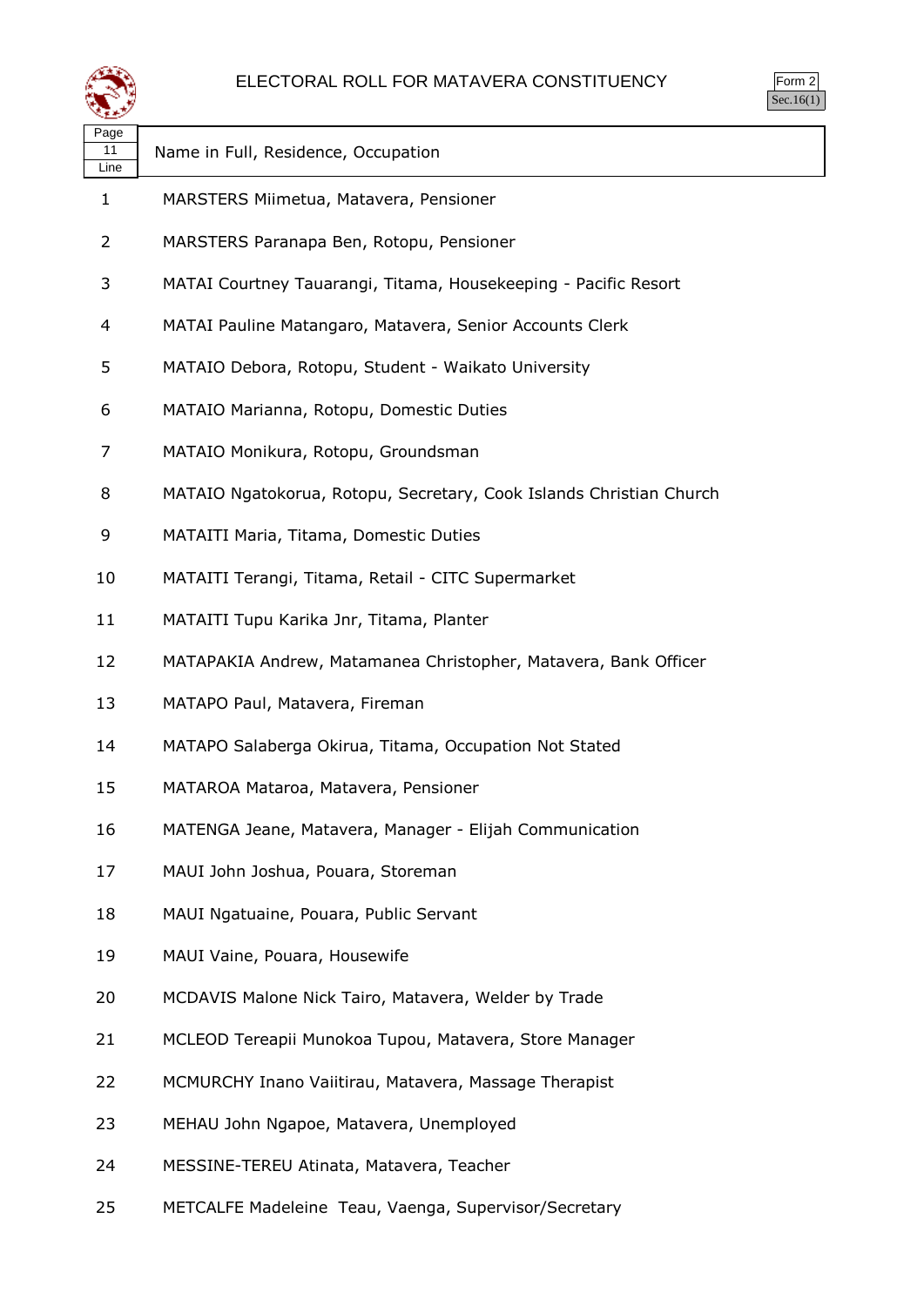# ELECTORAL ROLL FOR MATAVERA CONSTITUENCY

Form 2
Sec.16(1)

| Page 11 Line | Name in Full, Residence, Occupation |
|---|---|
| 1 | MARSTERS Miimetua, Matavera, Pensioner |
| 2 | MARSTERS Paranapa Ben, Rotopu, Pensioner |
| 3 | MATAI Courtney Tauarangi, Titama, Housekeeping - Pacific Resort |
| 4 | MATAI Pauline Matangaro, Matavera, Senior Accounts Clerk |
| 5 | MATAIO Debora, Rotopu, Student - Waikato University |
| 6 | MATAIO Marianna, Rotopu, Domestic Duties |
| 7 | MATAIO Monikura, Rotopu, Groundsman |
| 8 | MATAIO Ngatokorua, Rotopu, Secretary, Cook Islands Christian Church |
| 9 | MATAITI Maria, Titama, Domestic Duties |
| 10 | MATAITI Terangi, Titama, Retail - CITC Supermarket |
| 11 | MATAITI Tupu Karika Jnr, Titama, Planter |
| 12 | MATAPAKIA Andrew, Matamanea Christopher, Matavera, Bank Officer |
| 13 | MATAPO Paul, Matavera, Fireman |
| 14 | MATAPO Salaberga Okirua, Titama, Occupation Not Stated |
| 15 | MATAROA Mataroa, Matavera, Pensioner |
| 16 | MATENGA Jeane, Matavera, Manager - Elijah Communication |
| 17 | MAUI John Joshua, Pouara, Storeman |
| 18 | MAUI Ngatuaine, Pouara, Public Servant |
| 19 | MAUI Vaine, Pouara, Housewife |
| 20 | MCDAVIS Malone Nick Tairo, Matavera, Welder by Trade |
| 21 | MCLEOD Tereapii Munokoa Tupou, Matavera, Store Manager |
| 22 | MCMURCHY Inano Vaiitirau, Matavera, Massage Therapist |
| 23 | MEHAU John Ngapoe, Matavera, Unemployed |
| 24 | MESSINE-TEREU Atinata, Matavera, Teacher |
| 25 | METCALFE Madeleine Teau, Vaenga, Supervisor/Secretary |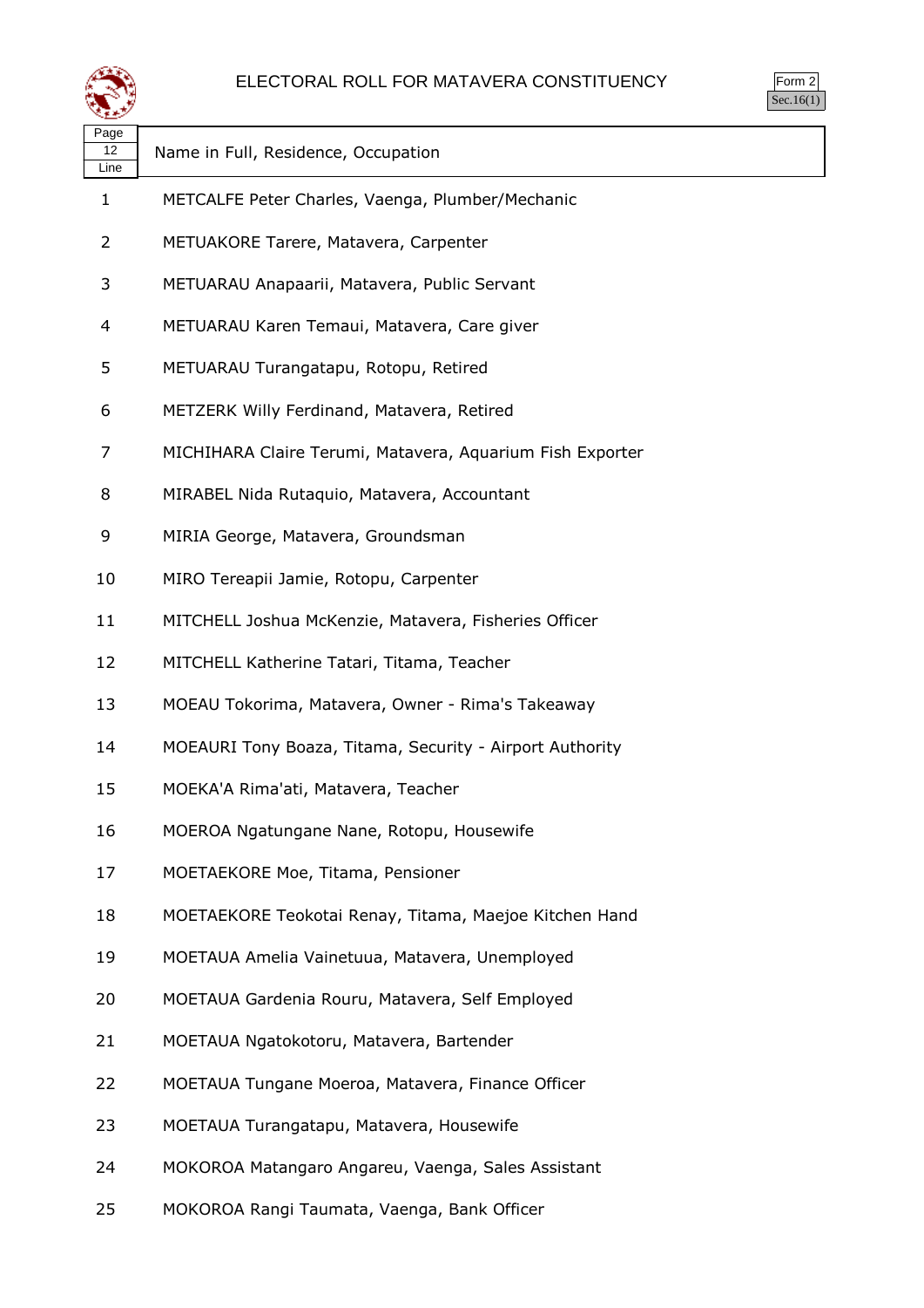# ELECTORAL ROLL FOR MATAVERA CONSTITUENCY

Form 2
Sec.16(1)

| Page 12 Line | Name in Full, Residence, Occupation |
|---|---|
| 1 | METCALFE Peter Charles, Vaenga, Plumber/Mechanic |
| 2 | METUAKORE Tarere, Matavera, Carpenter |
| 3 | METUARAU Anapaarii, Matavera, Public Servant |
| 4 | METUARAU Karen Temaui, Matavera, Care giver |
| 5 | METUARAU Turangatapu, Rotopu, Retired |
| 6 | METZERK Willy Ferdinand, Matavera, Retired |
| 7 | MICHIHARA Claire Terumi, Matavera, Aquarium Fish Exporter |
| 8 | MIRABEL Nida Rutaquio, Matavera, Accountant |
| 9 | MIRIA George, Matavera, Groundsman |
| 10 | MIRO Tereapii Jamie, Rotopu, Carpenter |
| 11 | MITCHELL Joshua McKenzie, Matavera, Fisheries Officer |
| 12 | MITCHELL Katherine Tatari, Titama, Teacher |
| 13 | MOEAU Tokorima, Matavera, Owner - Rima's Takeaway |
| 14 | MOEAURI Tony Boaza, Titama, Security - Airport Authority |
| 15 | MOEKA'A Rima'ati, Matavera, Teacher |
| 16 | MOEROA Ngatungane Nane, Rotopu, Housewife |
| 17 | MOETAEKORE Moe, Titama, Pensioner |
| 18 | MOETAEKORE Teokotai Renay, Titama, Maejoe Kitchen Hand |
| 19 | MOETAUA Amelia Vainetuua, Matavera, Unemployed |
| 20 | MOETAUA Gardenia Rouru, Matavera, Self Employed |
| 21 | MOETAUA Ngatokotoru, Matavera, Bartender |
| 22 | MOETAUA Tungane Moeroa, Matavera, Finance Officer |
| 23 | MOETAUA Turangatapu, Matavera, Housewife |
| 24 | MOKOROA Matangaro Angareu, Vaenga, Sales Assistant |
| 25 | MOKOROA Rangi Taumata, Vaenga, Bank Officer |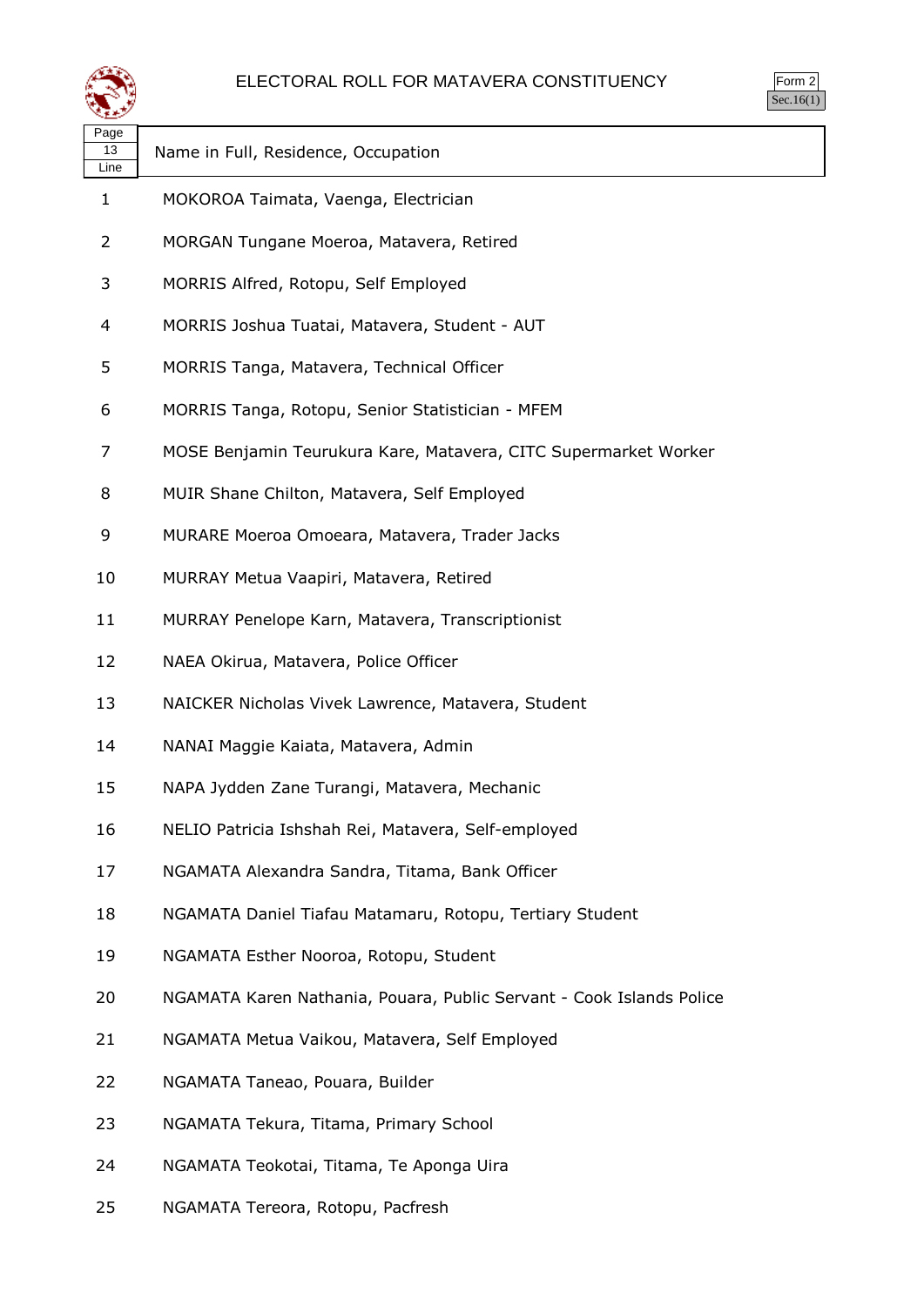# ELECTORAL ROLL FOR MATAVERA CONSTITUENCY

Form 2
Sec.16(1)

| Page 13 Line | Name in Full, Residence, Occupation |
|---|---|
| 1 | MOKOROA Taimata, Vaenga, Electrician |
| 2 | MORGAN Tungane Moeroa, Matavera, Retired |
| 3 | MORRIS Alfred, Rotopu, Self Employed |
| 4 | MORRIS Joshua Tuatai, Matavera, Student - AUT |
| 5 | MORRIS Tanga, Matavera, Technical Officer |
| 6 | MORRIS Tanga, Rotopu, Senior Statistician - MFEM |
| 7 | MOSE Benjamin Teurukura Kare, Matavera, CITC Supermarket Worker |
| 8 | MUIR Shane Chilton, Matavera, Self Employed |
| 9 | MURARE Moeroa Omoeara, Matavera, Trader Jacks |
| 10 | MURRAY Metua Vaapiri, Matavera, Retired |
| 11 | MURRAY Penelope Karn, Matavera, Transcriptionist |
| 12 | NAEA Okirua, Matavera, Police Officer |
| 13 | NAICKER Nicholas Vivek Lawrence, Matavera, Student |
| 14 | NANAI Maggie Kaiata, Matavera, Admin |
| 15 | NAPA Jydden Zane Turangi, Matavera, Mechanic |
| 16 | NELIO Patricia Ishshah Rei, Matavera, Self-employed |
| 17 | NGAMATA Alexandra Sandra, Titama, Bank Officer |
| 18 | NGAMATA Daniel Tiafau Matamaru, Rotopu, Tertiary Student |
| 19 | NGAMATA Esther Nooroa, Rotopu, Student |
| 20 | NGAMATA Karen Nathania, Pouara, Public Servant - Cook Islands Police |
| 21 | NGAMATA Metua Vaikou, Matavera, Self Employed |
| 22 | NGAMATA Taneao, Pouara, Builder |
| 23 | NGAMATA Tekura, Titama, Primary School |
| 24 | NGAMATA Teokotai, Titama, Te Aponga Uira |
| 25 | NGAMATA Tereora, Rotopu, Pacfresh |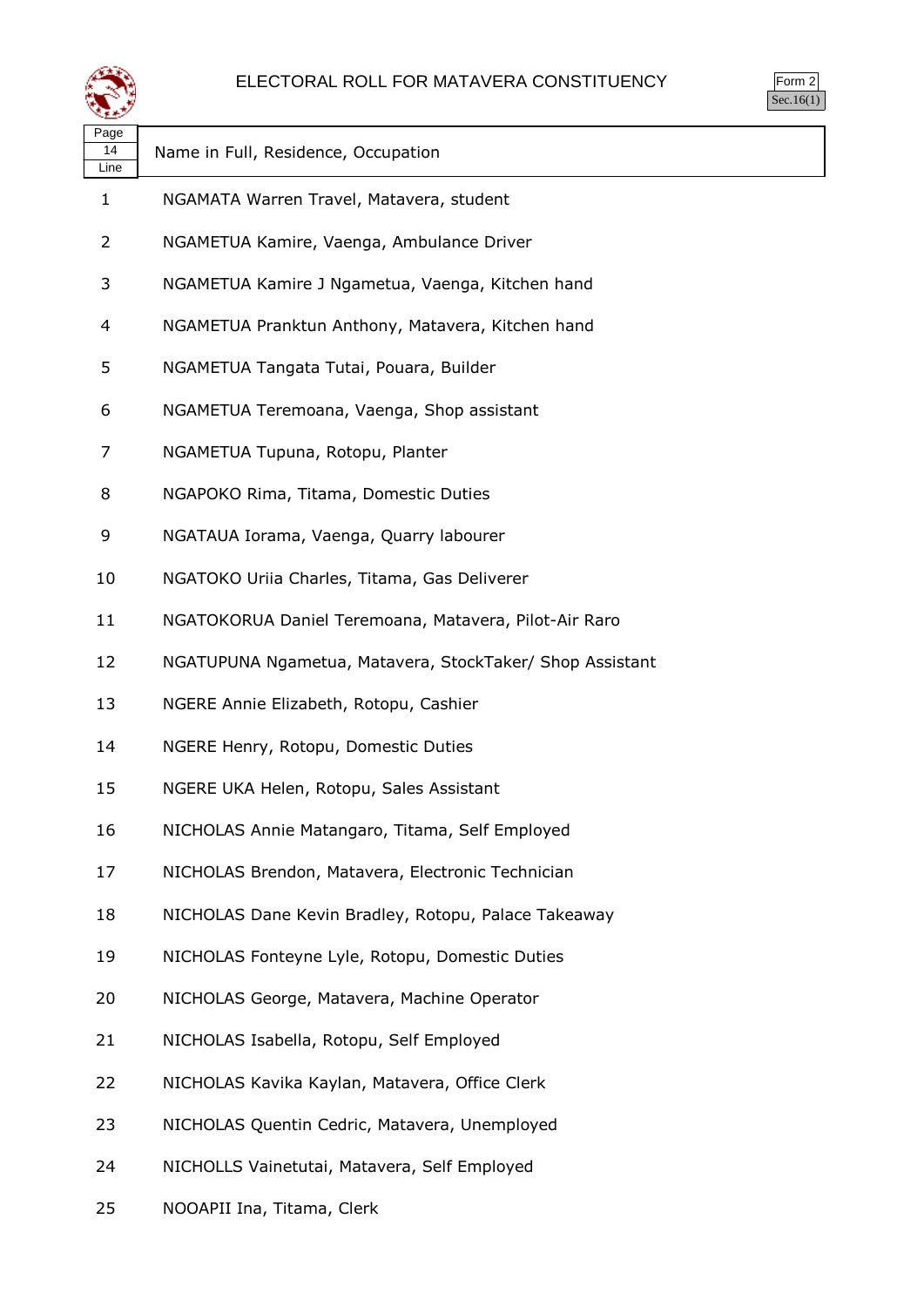# ELECTORAL ROLL FOR MATAVERA CONSTITUENCY

Form 2
Sec.16(1)

| Page 14 Line | Name in Full, Residence, Occupation |
|---|---|
| 1 | NGAMATA Warren Travel, Matavera, student |
| 2 | NGAMETUA Kamire, Vaenga, Ambulance Driver |
| 3 | NGAMETUA Kamire J Ngametua, Vaenga, Kitchen hand |
| 4 | NGAMETUA Pranktun Anthony, Matavera, Kitchen hand |
| 5 | NGAMETUA Tangata Tutai, Pouara, Builder |
| 6 | NGAMETUA Teremoana, Vaenga, Shop assistant |
| 7 | NGAMETUA Tupuna, Rotopu, Planter |
| 8 | NGAPOKO Rima, Titama, Domestic Duties |
| 9 | NGATAUA Iorama, Vaenga, Quarry labourer |
| 10 | NGATOKO Uriia Charles, Titama, Gas Deliverer |
| 11 | NGATOKORUA Daniel Teremoana, Matavera, Pilot-Air Raro |
| 12 | NGATUPUNA Ngametua, Matavera, StockTaker/ Shop Assistant |
| 13 | NGERE Annie Elizabeth, Rotopu, Cashier |
| 14 | NGERE Henry, Rotopu, Domestic Duties |
| 15 | NGERE UKA Helen, Rotopu, Sales Assistant |
| 16 | NICHOLAS Annie Matangaro, Titama, Self Employed |
| 17 | NICHOLAS Brendon, Matavera, Electronic Technician |
| 18 | NICHOLAS Dane Kevin Bradley, Rotopu, Palace Takeaway |
| 19 | NICHOLAS Fonteyne Lyle, Rotopu, Domestic Duties |
| 20 | NICHOLAS George, Matavera, Machine Operator |
| 21 | NICHOLAS Isabella, Rotopu, Self Employed |
| 22 | NICHOLAS Kavika Kaylan, Matavera, Office Clerk |
| 23 | NICHOLAS Quentin Cedric, Matavera, Unemployed |
| 24 | NICHOLLS Vainetutai, Matavera, Self Employed |
| 25 | NOOAPII Ina, Titama, Clerk |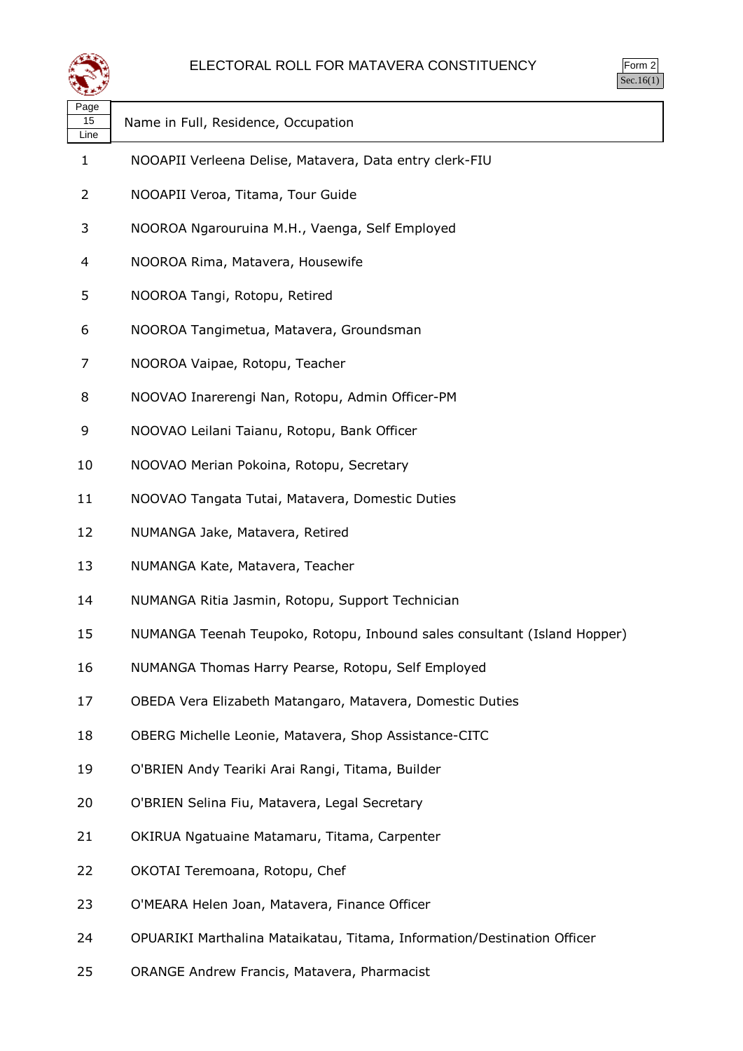# ELECTORAL ROLL FOR MATAVERA CONSTITUENCY

Form 2
Sec.16(1)

| Page 15 Line | Name in Full, Residence, Occupation |
|---|---|
| 1 | NOOAPII Verleena Delise, Matavera, Data entry clerk-FIU |
| 2 | NOOAPII Veroa, Titama, Tour Guide |
| 3 | NOOROA Ngarouruina M.H., Vaenga, Self Employed |
| 4 | NOOROA Rima, Matavera, Housewife |
| 5 | NOOROA Tangi, Rotopu, Retired |
| 6 | NOOROA Tangimetua, Matavera, Groundsman |
| 7 | NOOROA Vaipae, Rotopu, Teacher |
| 8 | NOOVAO Inarerengi Nan, Rotopu, Admin Officer-PM |
| 9 | NOOVAO Leilani Taianu, Rotopu, Bank Officer |
| 10 | NOOVAO Merian Pokoina, Rotopu, Secretary |
| 11 | NOOVAO Tangata Tutai, Matavera, Domestic Duties |
| 12 | NUMANGA Jake, Matavera, Retired |
| 13 | NUMANGA Kate, Matavera, Teacher |
| 14 | NUMANGA Ritia Jasmin, Rotopu, Support Technician |
| 15 | NUMANGA Teenah Teupoko, Rotopu, Inbound sales consultant (Island Hopper) |
| 16 | NUMANGA Thomas Harry Pearse, Rotopu, Self Employed |
| 17 | OBEDA Vera Elizabeth Matangaro, Matavera, Domestic Duties |
| 18 | OBERG Michelle Leonie, Matavera, Shop Assistance-CITC |
| 19 | O'BRIEN Andy Teariki Arai Rangi, Titama, Builder |
| 20 | O'BRIEN Selina Fiu, Matavera, Legal Secretary |
| 21 | OKIRUA Ngatuaine Matamaru, Titama, Carpenter |
| 22 | OKOTAI Teremoana, Rotopu, Chef |
| 23 | O'MEARA Helen Joan, Matavera, Finance Officer |
| 24 | OPUARIKI Marthalina Mataikatau, Titama, Information/Destination Officer |
| 25 | ORANGE Andrew Francis, Matavera, Pharmacist |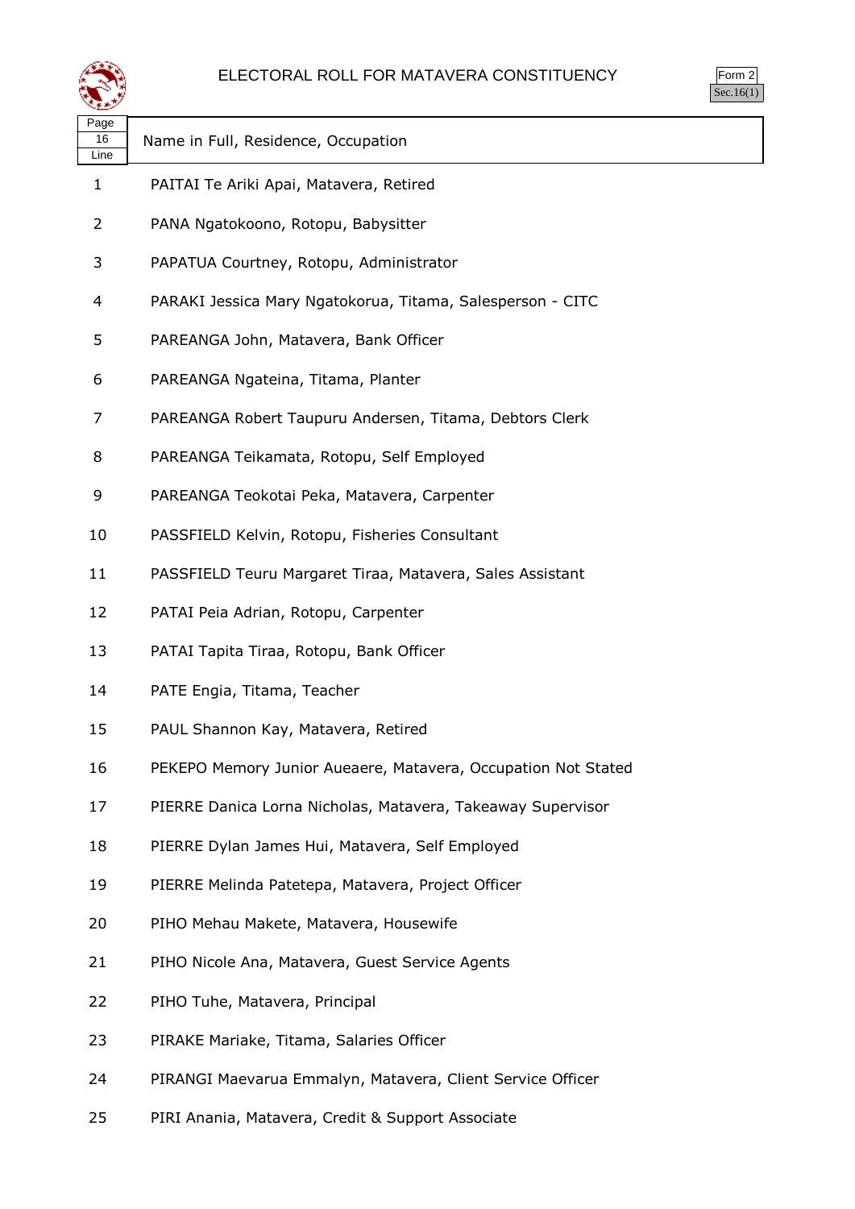# ELECTORAL ROLL FOR MATAVERA CONSTITUENCY

Form 2
Sec.16(1)

| Page 16 Line | Name in Full, Residence, Occupation |
|---|---|
| 1 | PAITAI Te Ariki Apai, Matavera, Retired |
| 2 | PANA Ngatokoono, Rotopu, Babysitter |
| 3 | PAPATUA Courtney, Rotopu, Administrator |
| 4 | PARAKI Jessica Mary Ngatokorua, Titama, Salesperson - CITC |
| 5 | PAREANGA John, Matavera, Bank Officer |
| 6 | PAREANGA Ngateina, Titama, Planter |
| 7 | PAREANGA Robert Taupuru Andersen, Titama, Debtors Clerk |
| 8 | PAREANGA Teikamata, Rotopu, Self Employed |
| 9 | PAREANGA Teokotai Peka, Matavera, Carpenter |
| 10 | PASSFIELD Kelvin, Rotopu, Fisheries Consultant |
| 11 | PASSFIELD Teuru Margaret Tiraa, Matavera, Sales Assistant |
| 12 | PATAI Peia Adrian, Rotopu, Carpenter |
| 13 | PATAI Tapita Tiraa, Rotopu, Bank Officer |
| 14 | PATE Engia, Titama, Teacher |
| 15 | PAUL Shannon Kay, Matavera, Retired |
| 16 | PEKEPO Memory Junior Aueaere, Matavera, Occupation Not Stated |
| 17 | PIERRE Danica Lorna Nicholas, Matavera, Takeaway Supervisor |
| 18 | PIERRE Dylan James Hui, Matavera, Self Employed |
| 19 | PIERRE Melinda Patetepa, Matavera, Project Officer |
| 20 | PIHO Mehau Makete, Matavera, Housewife |
| 21 | PIHO Nicole Ana, Matavera, Guest Service Agents |
| 22 | PIHO Tuhe, Matavera, Principal |
| 23 | PIRAKE Mariake, Titama, Salaries Officer |
| 24 | PIRANGI Maevarua Emmalyn, Matavera, Client Service Officer |
| 25 | PIRI Anania, Matavera, Credit & Support Associate |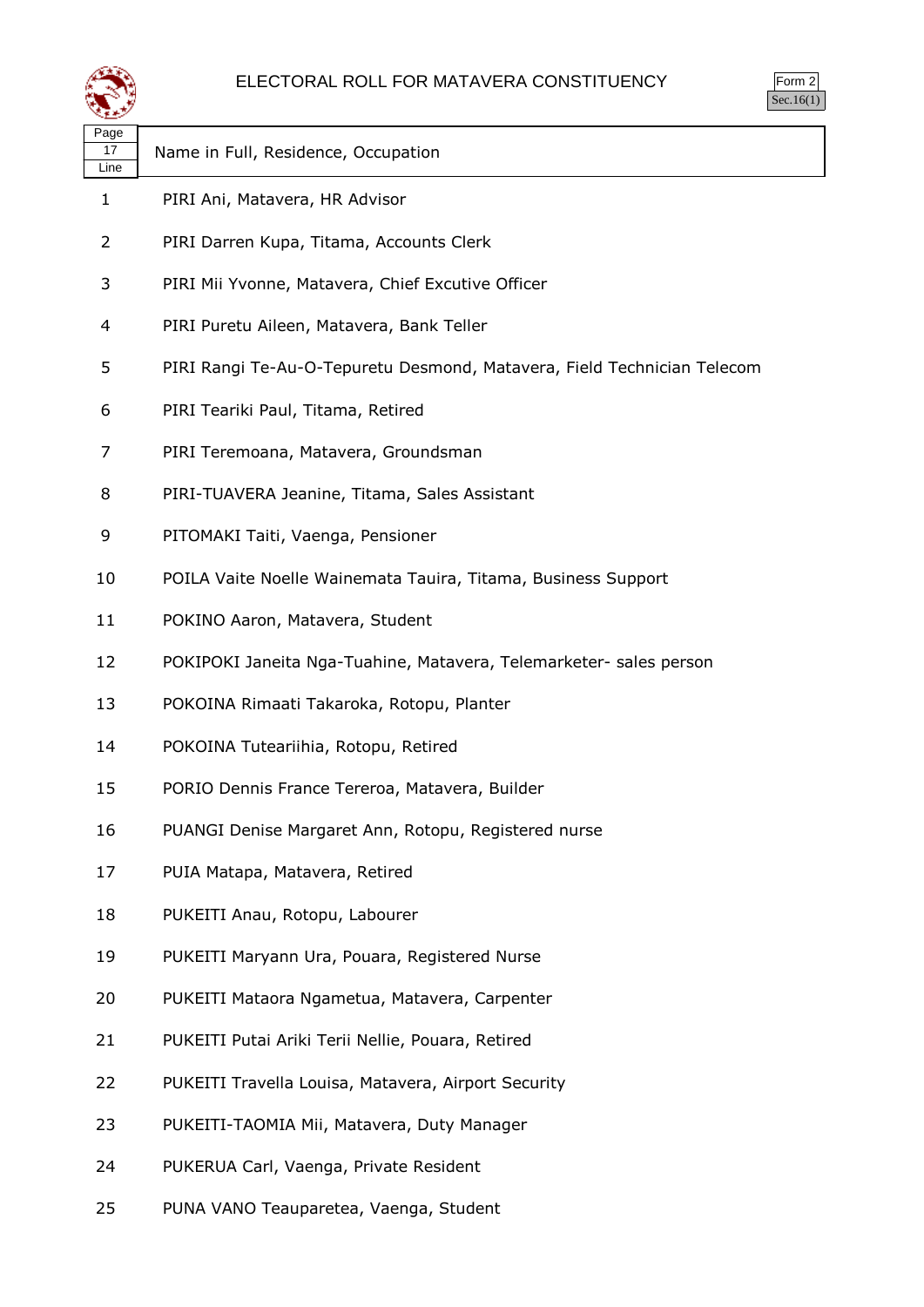# ELECTORAL ROLL FOR MATAVERA CONSTITUENCY

Form 2
Sec.16(1)

| Page 17 Line | Name in Full, Residence, Occupation |
|---|---|
| 1 | PIRI Ani, Matavera, HR Advisor |
| 2 | PIRI Darren Kupa, Titama, Accounts Clerk |
| 3 | PIRI Mii Yvonne, Matavera, Chief Excutive Officer |
| 4 | PIRI Puretu Aileen, Matavera, Bank Teller |
| 5 | PIRI Rangi Te-Au-O-Tepuretu Desmond, Matavera, Field Technician Telecom |
| 6 | PIRI Teariki Paul, Titama, Retired |
| 7 | PIRI Teremoana, Matavera, Groundsman |
| 8 | PIRI-TUAVERA Jeanine, Titama, Sales Assistant |
| 9 | PITOMAKI Taiti, Vaenga, Pensioner |
| 10 | POILA Vaite Noelle Wainemata Tauira, Titama, Business Support |
| 11 | POKINO Aaron, Matavera, Student |
| 12 | POKIPOKI Janeita Nga-Tuahine, Matavera, Telemarketer- sales person |
| 13 | POKOINA Rimaati Takaroka, Rotopu, Planter |
| 14 | POKOINA Tuteariihia, Rotopu, Retired |
| 15 | PORIO Dennis France Terero a, Matavera, Builder |
| 16 | PUANGI Denise Margaret Ann, Rotopu, Registered nurse |
| 17 | PUIA Matapa, Matavera, Retired |
| 18 | PUKEITI Anau, Rotopu, Labourer |
| 19 | PUKEITI Maryann Ura, Pouara, Registered Nurse |
| 20 | PUKEITI Mataora Ngametua, Matavera, Carpenter |
| 21 | PUKEITI Putai Ariki Terii Nellie, Pouara, Retired |
| 22 | PUKEITI Travella Louisa, Matavera, Airport Security |
| 23 | PUKEITI-TAOMIA Mii, Matavera, Duty Manager |
| 24 | PUKERUA Carl, Vaenga, Private Resident |
| 25 | PUNA VANO Teauparetea, Vaenga, Student |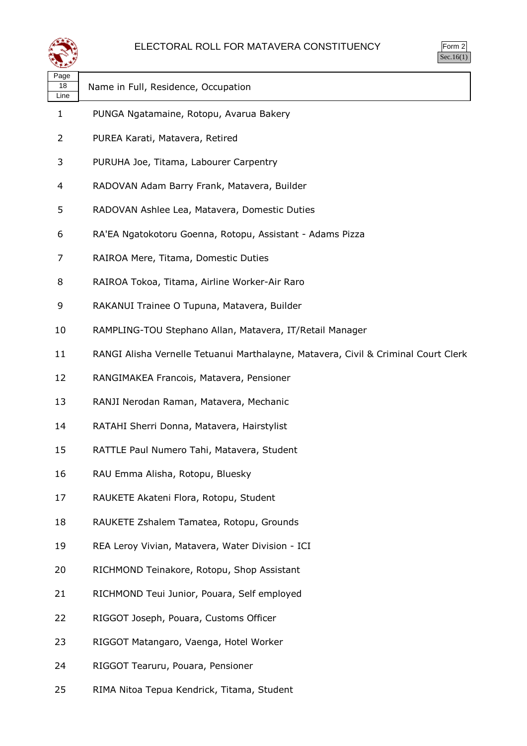# ELECTORAL ROLL FOR MATAVERA CONSTITUENCY

Form 2
Sec.16(1)

| Page 18 Line | Name in Full, Residence, Occupation |
|---|---|
| 1 | PUNGA Ngatamaine, Rotopu, Avarua Bakery |
| 2 | PUREA Karati, Matavera, Retired |
| 3 | PURUHA Joe, Titama, Labourer Carpentry |
| 4 | RADOVAN Adam Barry Frank, Matavera, Builder |
| 5 | RADOVAN Ashlee Lea, Matavera, Domestic Duties |
| 6 | RA'EA Ngatokotoru Goenna, Rotopu, Assistant - Adams Pizza |
| 7 | RAIROA Mere, Titama, Domestic Duties |
| 8 | RAIROA Tokoa, Titama, Airline Worker-Air Raro |
| 9 | RAKANUI Trainee O Tupuna, Matavera, Builder |
| 10 | RAMPLING-TOU Stephano Allan, Matavera, IT/Retail Manager |
| 11 | RANGI Alisha Vernelle Tetuanui Marthalayne, Matavera, Civil & Criminal Court Clerk |
| 12 | RANGIMAKEA Francois, Matavera, Pensioner |
| 13 | RANJI Nerodan Raman, Matavera, Mechanic |
| 14 | RATAHI Sherri Donna, Matavera, Hairstylist |
| 15 | RATTLE Paul Numero Tahi, Matavera, Student |
| 16 | RAU Emma Alisha, Rotopu, Bluesky |
| 17 | RAUKETE Akateni Flora, Rotopu, Student |
| 18 | RAUKETE Zshalem Tamatea, Rotopu, Grounds |
| 19 | REA Leroy Vivian, Matavera, Water Division - ICI |
| 20 | RICHMOND Teinakore, Rotopu, Shop Assistant |
| 21 | RICHMOND Teui Junior, Pouara, Self employed |
| 22 | RIGGOT Joseph, Pouara, Customs Officer |
| 23 | RIGGOT Matangaro, Vaenga, Hotel Worker |
| 24 | RIGGOT Tearuru, Pouara, Pensioner |
| 25 | RIMA Nitoa Tepua Kendrick, Titama, Student |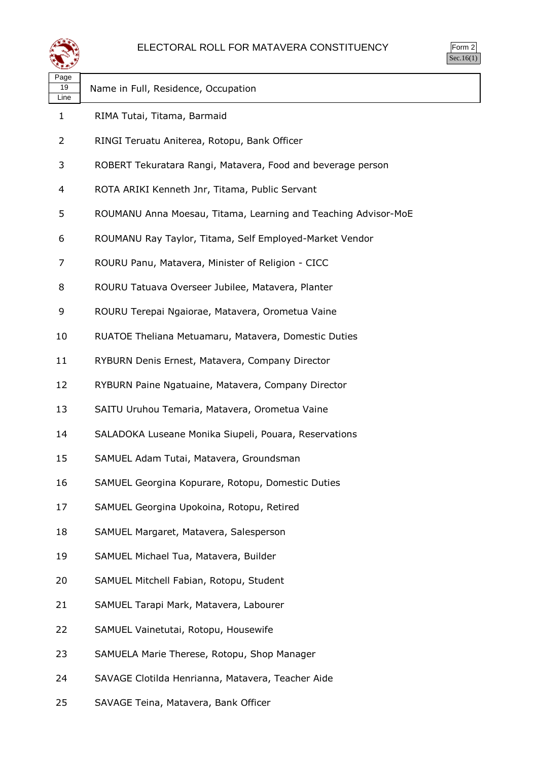# ELECTORAL ROLL FOR MATAVERA CONSTITUENCY

Form 2
Sec.16(1)

| Page 19 Line | Name in Full, Residence, Occupation |
|---|---|
| 1 | RIMA Tutai, Titama, Barmaid |
| 2 | RINGI Teruatu Aniterea, Rotopu, Bank Officer |
| 3 | ROBERT Tekuratara Rangi, Matavera, Food and beverage person |
| 4 | ROTA ARIKI Kenneth Jnr, Titama, Public Servant |
| 5 | ROUMANU Anna Moesau, Titama, Learning and Teaching Advisor-MoE |
| 6 | ROUMANU Ray Taylor, Titama, Self Employed-Market Vendor |
| 7 | ROURU Panu, Matavera, Minister of Religion - CICC |
| 8 | ROURU Tatuava Overseer Jubilee, Matavera, Planter |
| 9 | ROURU Terepai Ngaiorae, Matavera, Orometua Vaine |
| 10 | RUATOE Theliana Metuamaru, Matavera, Domestic Duties |
| 11 | RYBURN Denis Ernest, Matavera, Company Director |
| 12 | RYBURN Paine Ngatuaine, Matavera, Company Director |
| 13 | SAITU Uruhou Temaria, Matavera, Orometua Vaine |
| 14 | SALADOKA Luseane Monika Siupeli, Pouara, Reservations |
| 15 | SAMUEL Adam Tutai, Matavera, Groundsman |
| 16 | SAMUEL Georgina Kopurare, Rotopu, Domestic Duties |
| 17 | SAMUEL Georgina Upokoina, Rotopu, Retired |
| 18 | SAMUEL Margaret, Matavera, Salesperson |
| 19 | SAMUEL Michael Tua, Matavera, Builder |
| 20 | SAMUEL Mitchell Fabian, Rotopu, Student |
| 21 | SAMUEL Tarapi Mark, Matavera, Labourer |
| 22 | SAMUEL Vainetutai, Rotopu, Housewife |
| 23 | SAMUELA Marie Therese, Rotopu, Shop Manager |
| 24 | SAVAGE Clotilda Henrianna, Matavera, Teacher Aide |
| 25 | SAVAGE Teina, Matavera, Bank Officer |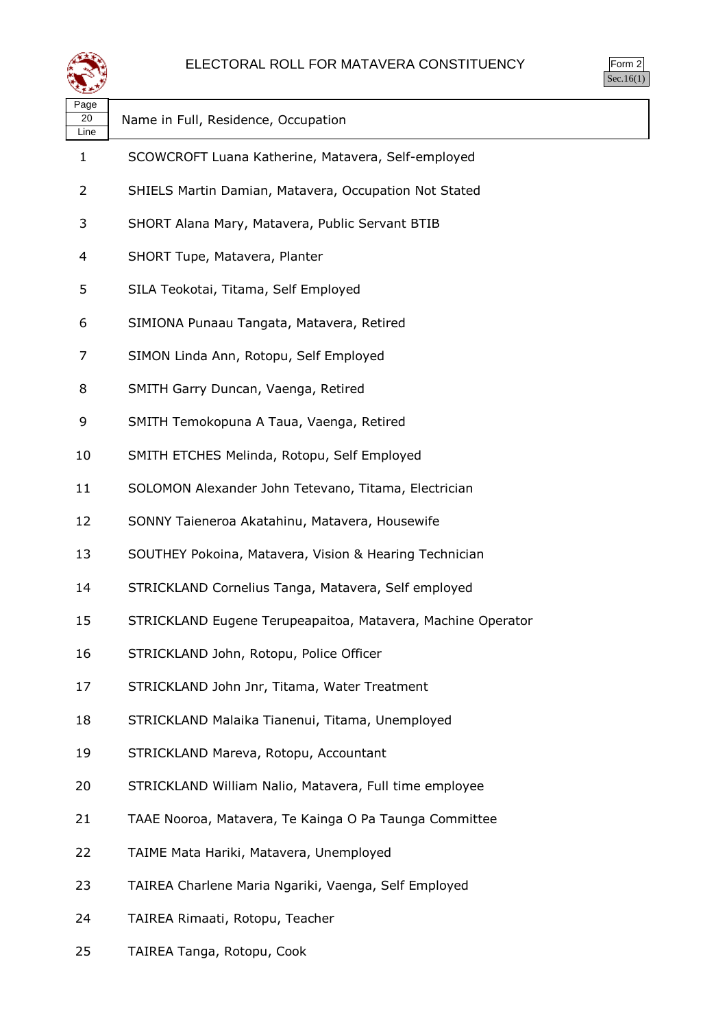# ELECTORAL ROLL FOR MATAVERA CONSTITUENCY

Form 2
Sec.16(1)

| Page 20 Line | Name in Full, Residence, Occupation |
|---|---|
| 1 | SCOWCROFT Luana Katherine, Matavera, Self-employed |
| 2 | SHIELS Martin Damian, Matavera, Occupation Not Stated |
| 3 | SHORT Alana Mary, Matavera, Public Servant BTIB |
| 4 | SHORT Tupe, Matavera, Planter |
| 5 | SILA Teokotai, Titama, Self Employed |
| 6 | SIMIONA Punaau Tangata, Matavera, Retired |
| 7 | SIMON Linda Ann, Rotopu, Self Employed |
| 8 | SMITH Garry Duncan, Vaenga, Retired |
| 9 | SMITH Temokopuna A Taua, Vaenga, Retired |
| 10 | SMITH ETCHES Melinda, Rotopu, Self Employed |
| 11 | SOLOMON Alexander John Tetevano, Titama, Electrician |
| 12 | SONNY Taieneroa Akatahinu, Matavera, Housewife |
| 13 | SOUTHEY Pokoina, Matavera, Vision & Hearing Technician |
| 14 | STRICKLAND Cornelius Tanga, Matavera, Self employed |
| 15 | STRICKLAND Eugene Terupeapaitoa, Matavera, Machine Operator |
| 16 | STRICKLAND John, Rotopu, Police Officer |
| 17 | STRICKLAND John Jnr, Titama, Water Treatment |
| 18 | STRICKLAND Malaika Tianenui, Titama, Unemployed |
| 19 | STRICKLAND Mareva, Rotopu, Accountant |
| 20 | STRICKLAND William Nalio, Matavera, Full time employee |
| 21 | TAAE Nooroa, Matavera, Te Kainga O Pa Taunga Committee |
| 22 | TAIME Mata Hariki, Matavera, Unemployed |
| 23 | TAIREA Charlene Maria Ngariki, Vaenga, Self Employed |
| 24 | TAIREA Rimaati, Rotopu, Teacher |
| 25 | TAIREA Tanga, Rotopu, Cook |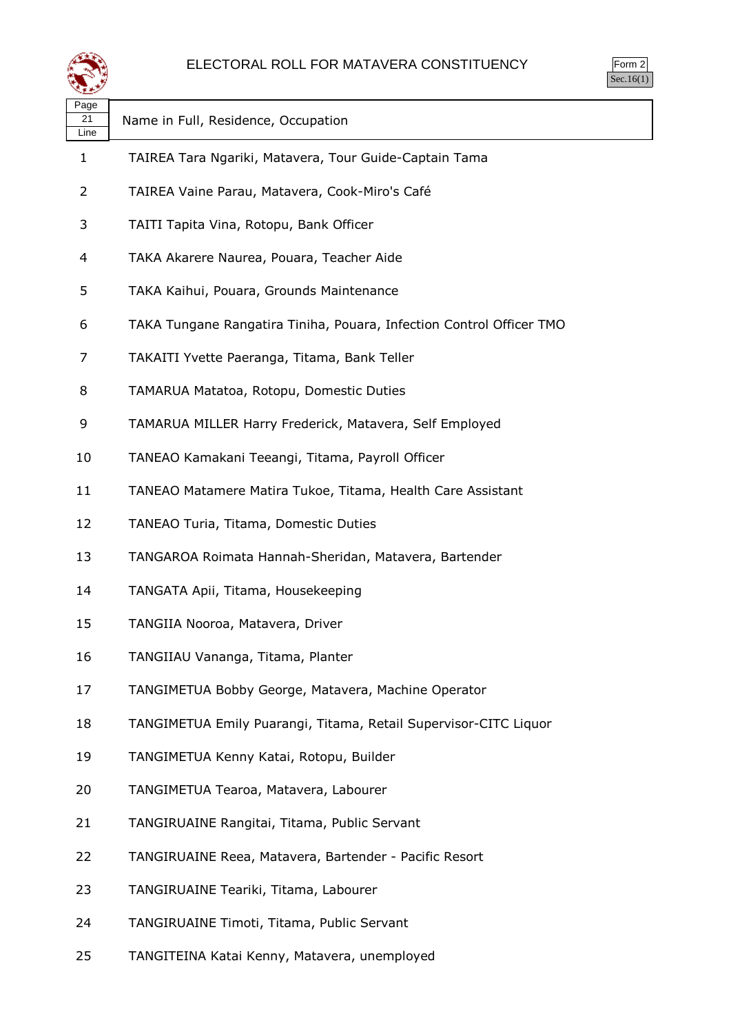# ELECTORAL ROLL FOR MATAVERA CONSTITUENCY

Form 2
Sec.16(1)

| Page 21 Line | Name in Full, Residence, Occupation |
|---|---|
| 1 | TAIREA Tara Ngariki, Matavera, Tour Guide-Captain Tama |
| 2 | TAIREA Vaine Parau, Matavera, Cook-Miro's Café |
| 3 | TAITI Tapita Vina, Rotopu, Bank Officer |
| 4 | TAKA Akarere Naurea, Pouara, Teacher Aide |
| 5 | TAKA Kaihui, Pouara, Grounds Maintenance |
| 6 | TAKA Tungane Rangatira Tiniha, Pouara, Infection Control Officer TMO |
| 7 | TAKAITI Yvette Paeranga, Titama, Bank Teller |
| 8 | TAMARUA Matatoa, Rotopu, Domestic Duties |
| 9 | TAMARUA MILLER Harry Frederick, Matavera, Self Employed |
| 10 | TANEAO Kamakani Teeangi, Titama, Payroll Officer |
| 11 | TANEAO Matamere Matira Tukoe, Titama, Health Care Assistant |
| 12 | TANEAO Turia, Titama, Domestic Duties |
| 13 | TANGAROA Roimata Hannah-Sheridan, Matavera, Bartender |
| 14 | TANGATA Apii, Titama, Housekeeping |
| 15 | TANGIIA Nooroa, Matavera, Driver |
| 16 | TANGIIAU Vananga, Titama, Planter |
| 17 | TANGIMETUA Bobby George, Matavera, Machine Operator |
| 18 | TANGIMETUA Emily Puarangi, Titama, Retail Supervisor-CITC Liquor |
| 19 | TANGIMETUA Kenny Katai, Rotopu, Builder |
| 20 | TANGIMETUA Tearoa, Matavera, Labourer |
| 21 | TANGIRUAINE Rangitai, Titama, Public Servant |
| 22 | TANGIRUAINE Reea, Matavera, Bartender - Pacific Resort |
| 23 | TANGIRUAINE Teariki, Titama, Labourer |
| 24 | TANGIRUAINE Timoti, Titama, Public Servant |
| 25 | TANGITEINA Katai Kenny, Matavera, unemployed |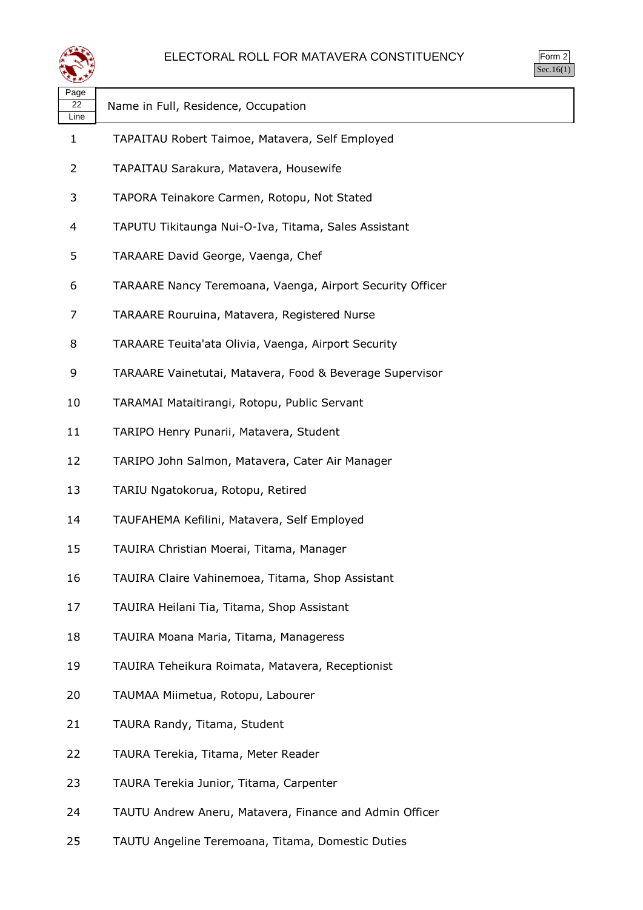# ELECTORAL ROLL FOR MATAVERA CONSTITUENCY

Form 2
Sec.16(1)

| Page 22 Line | Name in Full, Residence, Occupation |
|---|---|
| 1 | TAPAITAU Robert Taimoe, Matavera, Self Employed |
| 2 | TAPAITAU Sarakura, Matavera, Housewife |
| 3 | TAPORA Teinakore Carmen, Rotopu, Not Stated |
| 4 | TAPUTU Tikitaunga Nui-O-Iva, Titama, Sales Assistant |
| 5 | TARAARE David George, Vaenga, Chef |
| 6 | TARAARE Nancy Teremoana, Vaenga, Airport Security Officer |
| 7 | TARAARE Rouruina, Matavera, Registered Nurse |
| 8 | TARAARE Teuita'ata Olivia, Vaenga, Airport Security |
| 9 | TARAARE Vainetutai, Matavera, Food & Beverage Supervisor |
| 10 | TARAMAI Mataitirangi, Rotopu, Public Servant |
| 11 | TARIPO Henry Punarii, Matavera, Student |
| 12 | TARIPO John Salmon, Matavera, Cater Air Manager |
| 13 | TARIU Ngatokorua, Rotopu, Retired |
| 14 | TAUFAHEMA Kefilini, Matavera, Self Employed |
| 15 | TAUIRA Christian Moerai, Titama, Manager |
| 16 | TAUIRA Claire Vahinemoea, Titama, Shop Assistant |
| 17 | TAUIRA Heilani Tia, Titama, Shop Assistant |
| 18 | TAUIRA Moana Maria, Titama, Manageress |
| 19 | TAUIRA Teheikura Roimata, Matavera, Receptionist |
| 20 | TAUMAA Miimetua, Rotopu, Labourer |
| 21 | TAURA Randy, Titama, Student |
| 22 | TAURA Terekia, Titama, Meter Reader |
| 23 | TAURA Terekia Junior, Titama, Carpenter |
| 24 | TAUTU Andrew Aneru, Matavera, Finance and Admin Officer |
| 25 | TAUTU Angeline Teremoana, Titama, Domestic Duties |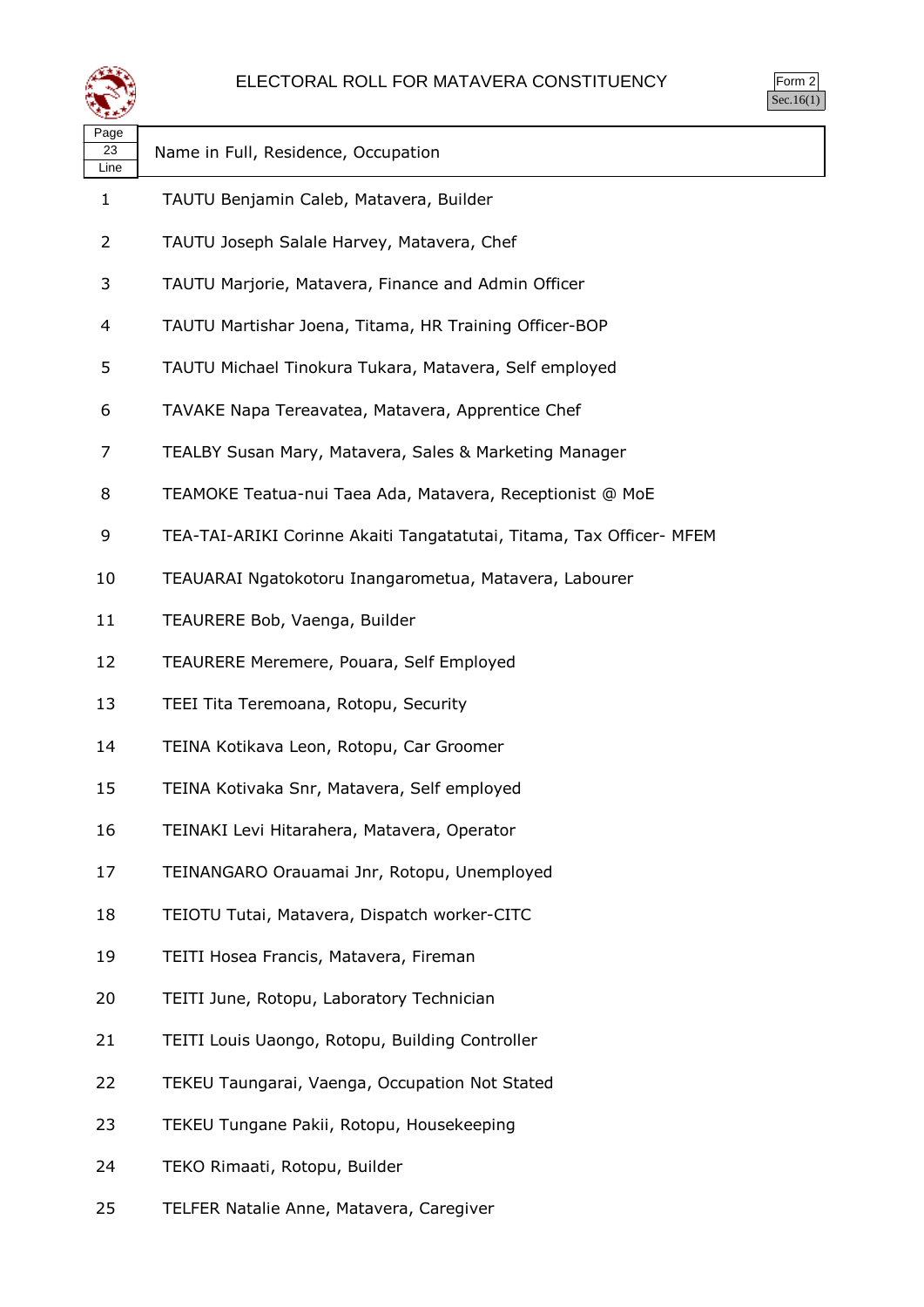# ELECTORAL ROLL FOR MATAVERA CONSTITUENCY

Form 2
Sec.16(1)

| Page 23 Line | Name in Full, Residence, Occupation |
|---|---|
| 1 | TAUTU Benjamin Caleb, Matavera, Builder |
| 2 | TAUTU Joseph Salale Harvey, Matavera, Chef |
| 3 | TAUTU Marjorie, Matavera, Finance and Admin Officer |
| 4 | TAUTU Martishar Joena, Titama, HR Training Officer-BOP |
| 5 | TAUTU Michael Tinokura Tukara, Matavera, Self employed |
| 6 | TAVAKE Napa Tereavatea, Matavera, Apprentice Chef |
| 7 | TEALBY Susan Mary, Matavera, Sales & Marketing Manager |
| 8 | TEAMOKE Teatua-nui Taea Ada, Matavera, Receptionist @ MoE |
| 9 | TEA-TAI-ARIKI Corinne Akaiti Tangatatutai, Titama, Tax Officer- MFEM |
| 10 | TEAUARAI Ngatokotoru Inangarometua, Matavera, Labourer |
| 11 | TEAURERE Bob, Vaenga, Builder |
| 12 | TEAURERE Meremere, Pouara, Self Employed |
| 13 | TEEI Tita Teremoana, Rotopu, Security |
| 14 | TEINA Kotikava Leon, Rotopu, Car Groomer |
| 15 | TEINA Kotivaka Snr, Matavera, Self employed |
| 16 | TEINAKI Levi Hitarahera, Matavera, Operator |
| 17 | TEINANGARO Orauamai Jnr, Rotopu, Unemployed |
| 18 | TEIOTU Tutai, Matavera, Dispatch worker-CITC |
| 19 | TEITI Hosea Francis, Matavera, Fireman |
| 20 | TEITI June, Rotopu, Laboratory Technician |
| 21 | TEITI Louis Uaongo, Rotopu, Building Controller |
| 22 | TEKEU Taungarai, Vaenga, Occupation Not Stated |
| 23 | TEKEU Tungane Pakii, Rotopu, Housekeeping |
| 24 | TEKO Rimaati, Rotopu, Builder |
| 25 | TELFER Natalie Anne, Matavera, Caregiver |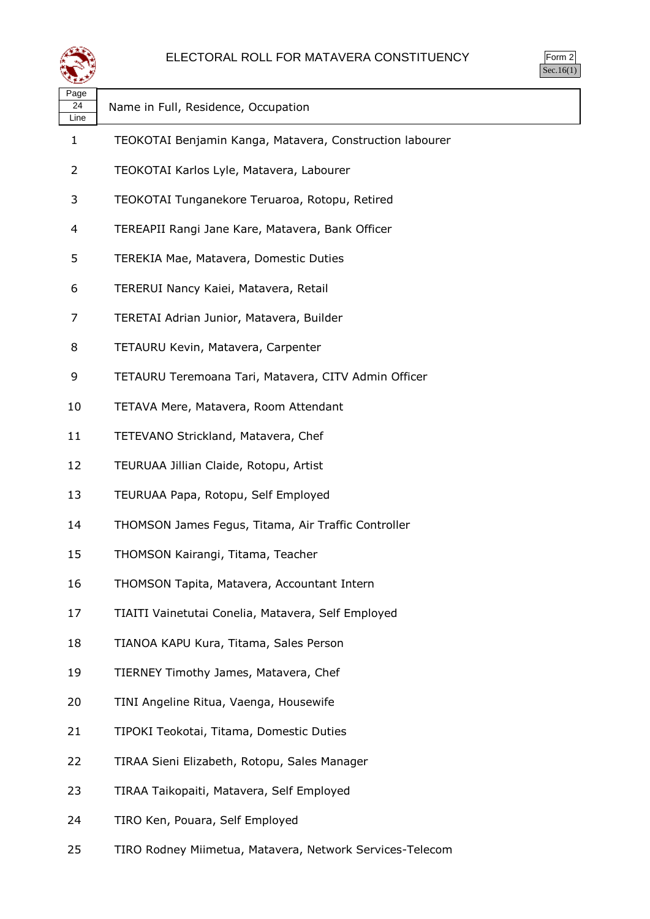# ELECTORAL ROLL FOR MATAVERA CONSTITUENCY

Form 2
Sec.16(1)

| Page 24 Line | Name in Full, Residence, Occupation |
|---|---|
| 1 | TEOKOTAI Benjamin Kanga, Matavera, Construction labourer |
| 2 | TEOKOTAI Karlos Lyle, Matavera, Labourer |
| 3 | TEOKOTAI Tunganekore Teruaroa, Rotopu, Retired |
| 4 | TEREAPII Rangi Jane Kare, Matavera, Bank Officer |
| 5 | TEREKIA Mae, Matavera, Domestic Duties |
| 6 | TERERUI Nancy Kaiei, Matavera, Retail |
| 7 | TERETAI Adrian Junior, Matavera, Builder |
| 8 | TETAURU Kevin, Matavera, Carpenter |
| 9 | TETAURU Teremoana Tari, Matavera, CITV Admin Officer |
| 10 | TETAVA Mere, Matavera, Room Attendant |
| 11 | TETEVANO Strickland, Matavera, Chef |
| 12 | TEURUAA Jillian Claide, Rotopu, Artist |
| 13 | TEURUAA Papa, Rotopu, Self Employed |
| 14 | THOMSON James Fegus, Titama, Air Traffic Controller |
| 15 | THOMSON Kairangi, Titama, Teacher |
| 16 | THOMSON Tapita, Matavera, Accountant Intern |
| 17 | TIAITI Vainetutai Conelia, Matavera, Self Employed |
| 18 | TIANOA KAPU Kura, Titama, Sales Person |
| 19 | TIERNEY Timothy James, Matavera, Chef |
| 20 | TINI Angeline Ritua, Vaenga, Housewife |
| 21 | TIPOKI Teokotai, Titama, Domestic Duties |
| 22 | TIRAA Sieni Elizabeth, Rotopu, Sales Manager |
| 23 | TIRAA Taikopaiti, Matavera, Self Employed |
| 24 | TIRO Ken, Pouara, Self Employed |
| 25 | TIRO Rodney Miimetua, Matavera, Network Services-Telecom |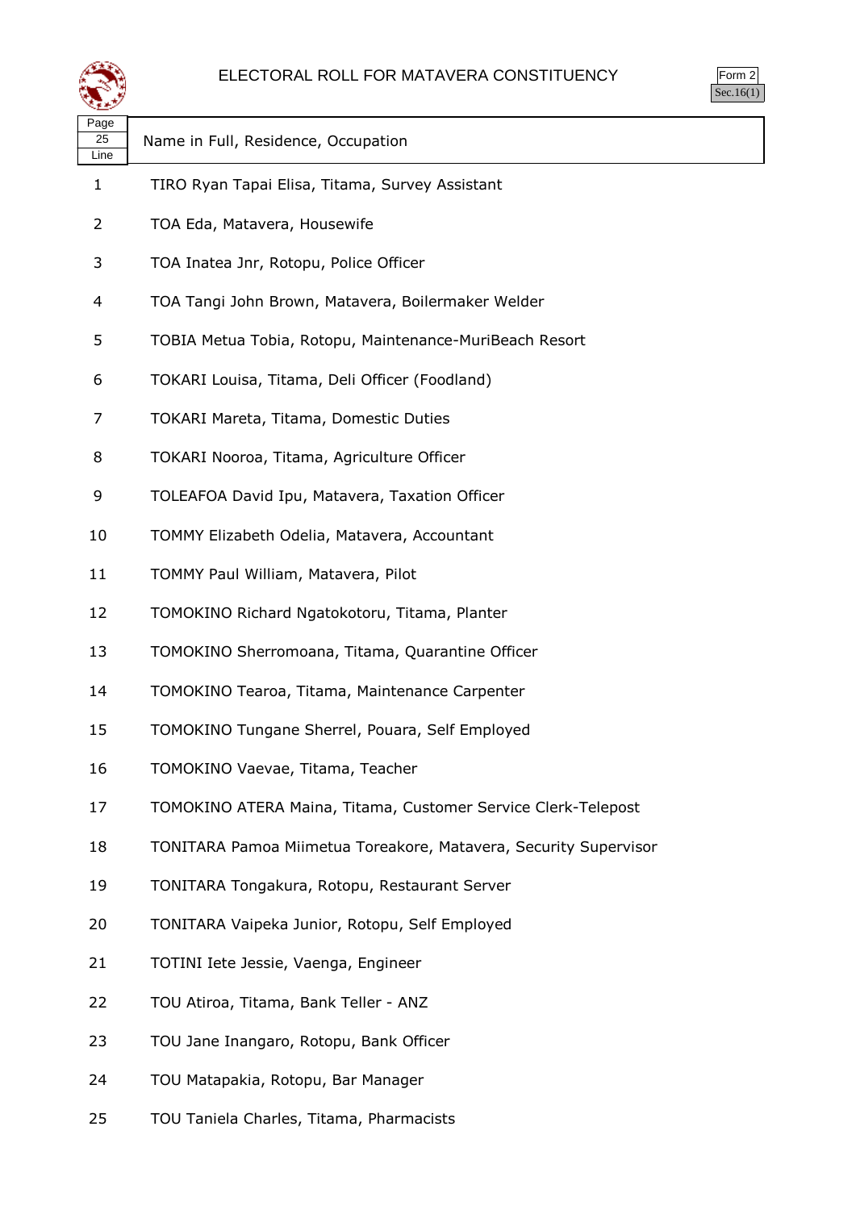# ELECTORAL ROLL FOR MATAVERA CONSTITUENCY

Form 2
Sec.16(1)

| Page 25 Line | Name in Full, Residence, Occupation |
|---|---|
| 1 | TIRO Ryan Tapai Elisa, Titama, Survey Assistant |
| 2 | TOA Eda, Matavera, Housewife |
| 3 | TOA Inatea Jnr, Rotopu, Police Officer |
| 4 | TOA Tangi John Brown, Matavera, Boilermaker Welder |
| 5 | TOBIA Metua Tobia, Rotopu, Maintenance-MuriBeach Resort |
| 6 | TOKARI Louisa, Titama, Deli Officer (Foodland) |
| 7 | TOKARI Mareta, Titama, Domestic Duties |
| 8 | TOKARI Nooroa, Titama, Agriculture Officer |
| 9 | TOLEAFOA David Ipu, Matavera, Taxation Officer |
| 10 | TOMMY Elizabeth Odelia, Matavera, Accountant |
| 11 | TOMMY Paul William, Matavera, Pilot |
| 12 | TOMOKINO Richard Ngatokotoru, Titama, Planter |
| 13 | TOMOKINO Sherromoana, Titama, Quarantine Officer |
| 14 | TOMOKINO Tearoa, Titama, Maintenance Carpenter |
| 15 | TOMOKINO Tungane Sherrel, Pouara, Self Employed |
| 16 | TOMOKINO Vaevae, Titama, Teacher |
| 17 | TOMOKINO ATERA Maina, Titama, Customer Service Clerk-Telepost |
| 18 | TONITARA Pamoa Miimetua Toreakore, Matavera, Security Supervisor |
| 19 | TONITARA Tongakura, Rotopu, Restaurant Server |
| 20 | TONITARA Vaipeka Junior, Rotopu, Self Employed |
| 21 | TOTINI Iete Jessie, Vaenga, Engineer |
| 22 | TOU Atiroa, Titama, Bank Teller - ANZ |
| 23 | TOU Jane Inangaro, Rotopu, Bank Officer |
| 24 | TOU Matapakia, Rotopu, Bar Manager |
| 25 | TOU Taniela Charles, Titama, Pharmacists |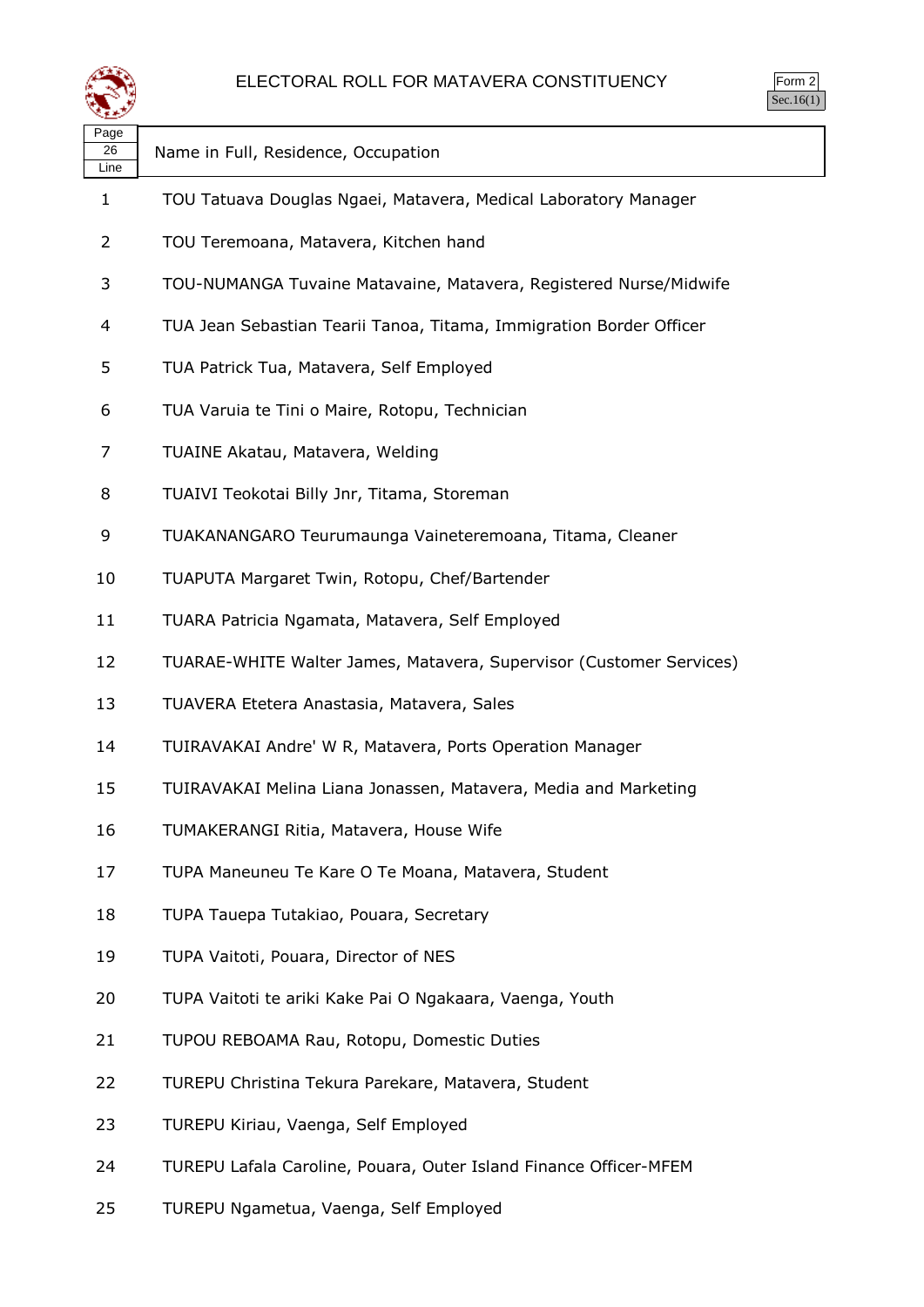# ELECTORAL ROLL FOR MATAVERA CONSTITUENCY

Form 2
Sec.16(1)

| Page 26 Line | Name in Full, Residence, Occupation |
|---|---|
| 1 | TOU Tatuava Douglas Ngaei, Matavera, Medical Laboratory Manager |
| 2 | TOU Teremoana, Matavera, Kitchen hand |
| 3 | TOU-NUMANGA Tuvaine Matavaine, Matavera, Registered Nurse/Midwife |
| 4 | TUA Jean Sebastian Tearii Tanoa, Titama, Immigration Border Officer |
| 5 | TUA Patrick Tua, Matavera, Self Employed |
| 6 | TUA Varuia te Tini o Maire, Rotopu, Technician |
| 7 | TUAINE Akatau, Matavera, Welding |
| 8 | TUAIVI Teokotai Billy Jnr, Titama, Storeman |
| 9 | TUAKANANGARO Teurumaunga Vaineteremoana, Titama, Cleaner |
| 10 | TUAPUTA Margaret Twin, Rotopu, Chef/Bartender |
| 11 | TUARA Patricia Ngamata, Matavera, Self Employed |
| 12 | TUARAE-WHITE Walter James, Matavera, Supervisor (Customer Services) |
| 13 | TUAVERA Etetera Anastasia, Matavera, Sales |
| 14 | TUIRAVAKAI Andre' W R, Matavera, Ports Operation Manager |
| 15 | TUIRAVAKAI Melina Liana Jonassen, Matavera, Media and Marketing |
| 16 | TUMAKERANGI Ritia, Matavera, House Wife |
| 17 | TUPA Maneuneu Te Kare O Te Moana, Matavera, Student |
| 18 | TUPA Tauepa Tutakiao, Pouara, Secretary |
| 19 | TUPA Vaitoti, Pouara, Director of NES |
| 20 | TUPA Vaitoti te ariki Kake Pai O Ngakaara, Vaenga, Youth |
| 21 | TUPOU REBOAMA Rau, Rotopu, Domestic Duties |
| 22 | TUREPU Christina Tekura Parekare, Matavera, Student |
| 23 | TUREPU Kiriau, Vaenga, Self Employed |
| 24 | TUREPU Lafala Caroline, Pouara, Outer Island Finance Officer-MFEM |
| 25 | TUREPU Ngametua, Vaenga, Self Employed |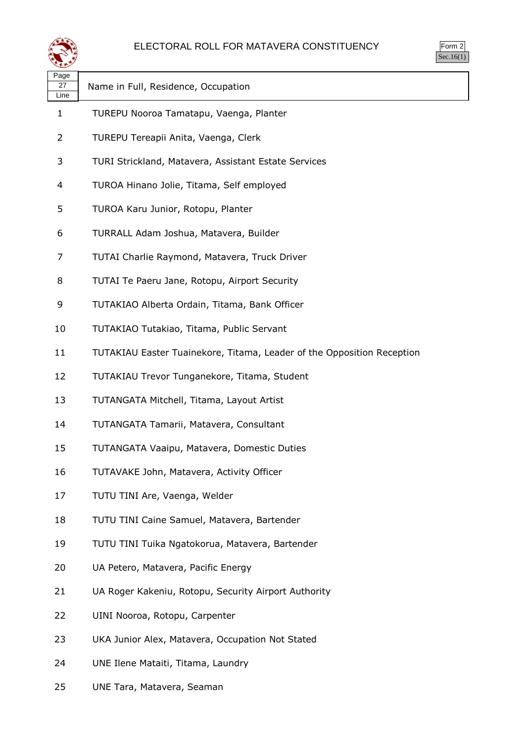# ELECTORAL ROLL FOR MATAVERA CONSTITUENCY

Form 2
Sec.16(1)

| Page 27 Line | Name in Full, Residence, Occupation |
|---|---|
| 1 | TUREPU Nooroa Tamatapu, Vaenga, Planter |
| 2 | TUREPU Tereapii Anita, Vaenga, Clerk |
| 3 | TURI Strickland, Matavera, Assistant Estate Services |
| 4 | TUROA Hinano Jolie, Titama, Self employed |
| 5 | TUROA Karu Junior, Rotopu, Planter |
| 6 | TURRALL Adam Joshua, Matavera, Builder |
| 7 | TUTAI Charlie Raymond, Matavera, Truck Driver |
| 8 | TUTAI Te Paeru Jane, Rotopu, Airport Security |
| 9 | TUTAKIAO Alberta Ordain, Titama, Bank Officer |
| 10 | TUTAKIAO Tutakiao, Titama, Public Servant |
| 11 | TUTAKIAU Easter Tuainekore, Titama, Leader of the Opposition Reception |
| 12 | TUTAKIAU Trevor Tunganekore, Titama, Student |
| 13 | TUTANGATA Mitchell, Titama, Layout Artist |
| 14 | TUTANGATA Tamarii, Matavera, Consultant |
| 15 | TUTANGATA Vaaipu, Matavera, Domestic Duties |
| 16 | TUTAVAKE John, Matavera, Activity Officer |
| 17 | TUTU TINI Are, Vaenga, Welder |
| 18 | TUTU TINI Caine Samuel, Matavera, Bartender |
| 19 | TUTU TINI Tuika Ngatokorua, Matavera, Bartender |
| 20 | UA Petero, Matavera, Pacific Energy |
| 21 | UA Roger Kakeniu, Rotopu, Security Airport Authority |
| 22 | UINI Nooroa, Rotopu, Carpenter |
| 23 | UKA Junior Alex, Matavera, Occupation Not Stated |
| 24 | UNE Ilene Mataiti, Titama, Laundry |
| 25 | UNE Tara, Matavera, Seaman |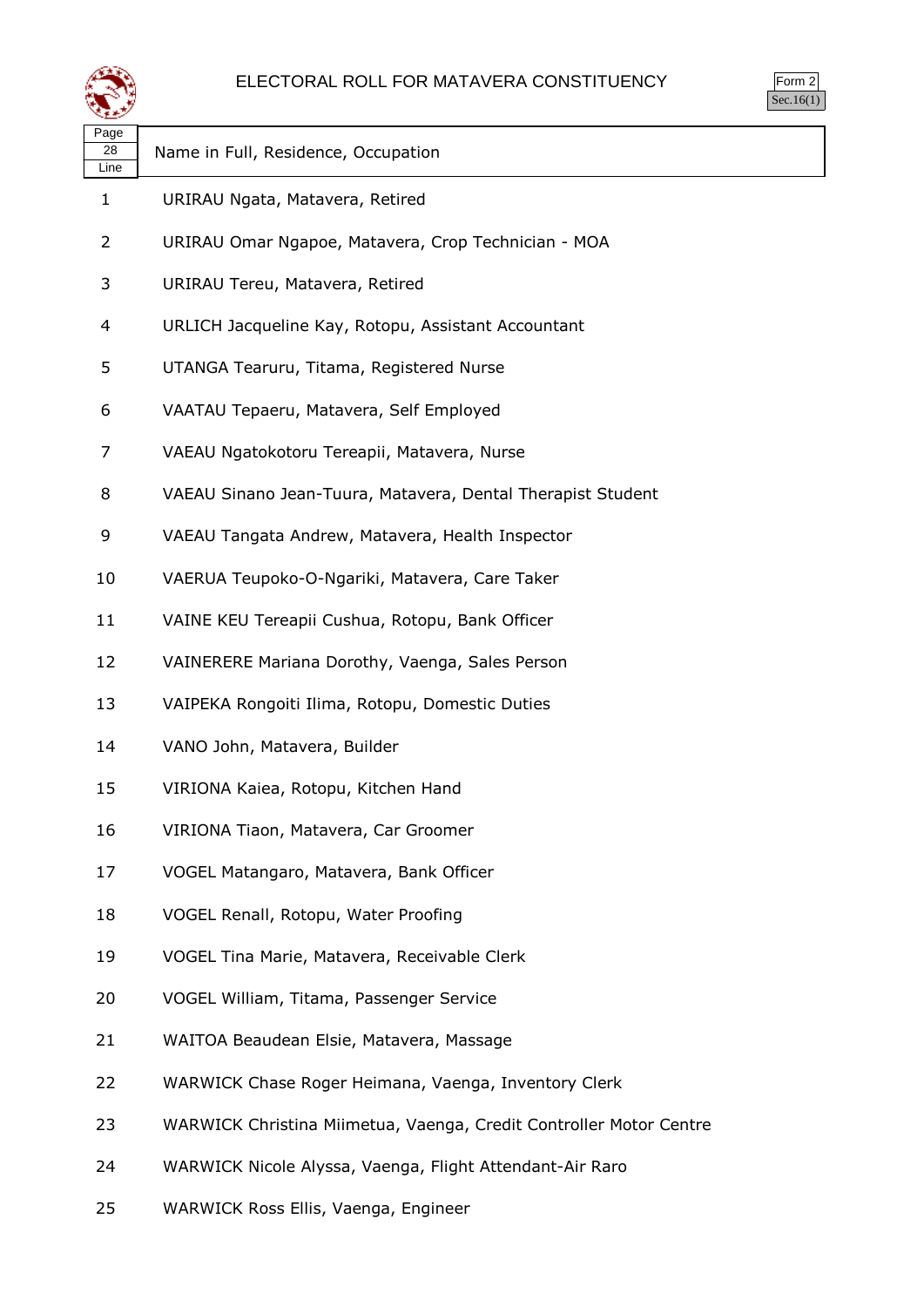# ELECTORAL ROLL FOR MATAVERA CONSTITUENCY

Form 2
Sec.16(1)

| Page 28 Line | Name in Full, Residence, Occupation |
|---|---|
| 1 | URIRAU Ngata, Matavera, Retired |
| 2 | URIRAU Omar Ngapoe, Matavera, Crop Technician - MOA |
| 3 | URIRAU Tereu, Matavera, Retired |
| 4 | URLICH Jacqueline Kay, Rotopu, Assistant Accountant |
| 5 | UTANGA Tearuru, Titama, Registered Nurse |
| 6 | VAATAU Tepaeru, Matavera, Self Employed |
| 7 | VAEAU Ngatokotoru Tereapii, Matavera, Nurse |
| 8 | VAEAU Sinano Jean-Tuura, Matavera, Dental Therapist Student |
| 9 | VAEAU Tangata Andrew, Matavera, Health Inspector |
| 10 | VAERUA Teupoko-O-Ngariki, Matavera, Care Taker |
| 11 | VAINE KEU Tereapii Cushua, Rotopu, Bank Officer |
| 12 | VAINERERE Mariana Dorothy, Vaenga, Sales Person |
| 13 | VAIPEKA Rongoiti Ilima, Rotopu, Domestic Duties |
| 14 | VANO John, Matavera, Builder |
| 15 | VIRIONA Kaiea, Rotopu, Kitchen Hand |
| 16 | VIRIONA Tiaon, Matavera, Car Groomer |
| 17 | VOGEL Matangaro, Matavera, Bank Officer |
| 18 | VOGEL Renall, Rotopu, Water Proofing |
| 19 | VOGEL Tina Marie, Matavera, Receivable Clerk |
| 20 | VOGEL William, Titama, Passenger Service |
| 21 | WAITOA Beaudean Elsie, Matavera, Massage |
| 22 | WARWICK Chase Roger Heimana, Vaenga, Inventory Clerk |
| 23 | WARWICK Christina Miimetua, Vaenga, Credit Controller Motor Centre |
| 24 | WARWICK Nicole Alyssa, Vaenga, Flight Attendant-Air Raro |
| 25 | WARWICK Ross Ellis, Vaenga, Engineer |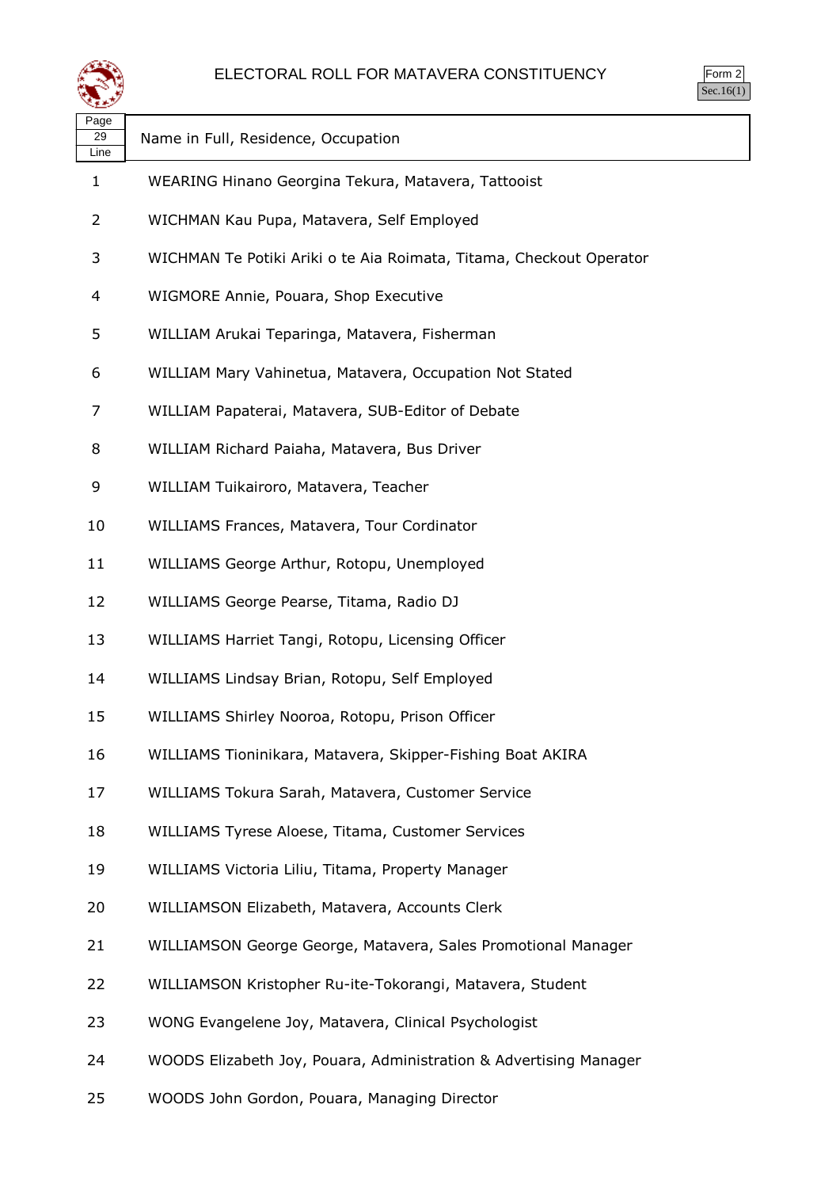# ELECTORAL ROLL FOR MATAVERA CONSTITUENCY

Form 2
Sec.16(1)

| Page 29 Line | Name in Full, Residence, Occupation |
|---|---|
| 1 | WEARING Hinano Georgina Tekura, Matavera, Tattooist |
| 2 | WICHMAN Kau Pupa, Matavera, Self Employed |
| 3 | WICHMAN Te Potiki Ariki o te Aia Roimata, Titama, Checkout Operator |
| 4 | WIGMORE Annie, Pouara, Shop Executive |
| 5 | WILLIAM Arukai Teparinga, Matavera, Fisherman |
| 6 | WILLIAM Mary Vahinetua, Matavera, Occupation Not Stated |
| 7 | WILLIAM Papaterai, Matavera, SUB-Editor of Debate |
| 8 | WILLIAM Richard Paiaha, Matavera, Bus Driver |
| 9 | WILLIAM Tuikairoro, Matavera, Teacher |
| 10 | WILLIAMS Frances, Matavera, Tour Cordinator |
| 11 | WILLIAMS George Arthur, Rotopu, Unemployed |
| 12 | WILLIAMS George Pearse, Titama, Radio DJ |
| 13 | WILLIAMS Harriet Tangi, Rotopu, Licensing Officer |
| 14 | WILLIAMS Lindsay Brian, Rotopu, Self Employed |
| 15 | WILLIAMS Shirley Nooroa, Rotopu, Prison Officer |
| 16 | WILLIAMS Tioninikara, Matavera, Skipper-Fishing Boat AKIRA |
| 17 | WILLIAMS Tokura Sarah, Matavera, Customer Service |
| 18 | WILLIAMS Tyrese Aloese, Titama, Customer Services |
| 19 | WILLIAMS Victoria Liliu, Titama, Property Manager |
| 20 | WILLIAMSON Elizabeth, Matavera, Accounts Clerk |
| 21 | WILLIAMSON George George, Matavera, Sales Promotional Manager |
| 22 | WILLIAMSON Kristopher Ru-ite-Tokorangi, Matavera, Student |
| 23 | WONG Evangelene Joy, Matavera, Clinical Psychologist |
| 24 | WOODS Elizabeth Joy, Pouara, Administration & Advertising Manager |
| 25 | WOODS John Gordon, Pouara, Managing Director |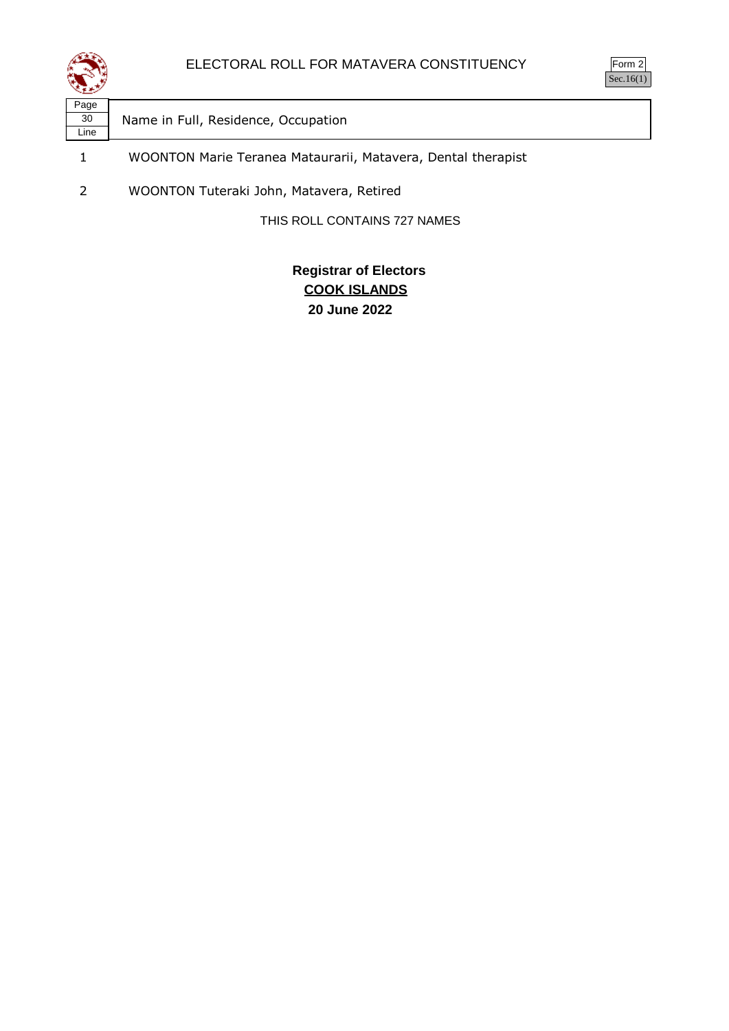# ELECTORAL ROLL FOR MATAVERA CONSTITUENCY

Form 2
Sec.16(1)

| Page 30 Line | Name in Full, Residence, Occupation |
| --- | --- |
| 1 | WOONTON Marie Teranea Mataurarii, Matavera, Dental therapist |
| 2 | WOONTON Tuteraki John, Matavera, Retired |

THIS ROLL CONTAINS 727 NAMES

**Registrar of Electors**
**COOK ISLANDS**
**20 June 2022**